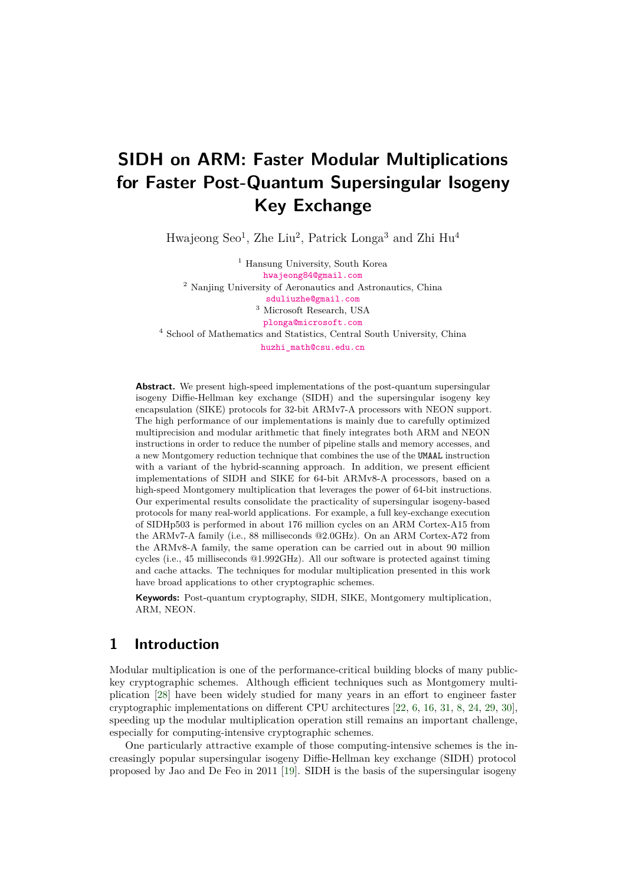# SIDH on ARM: Faster Modular Multiplications for Faster Post-Quantum Supersingular Isogeny Key Exchange

Hwajeong Seo[1], Zhe Liu[2], Patrick Longa[3] and Zhi Hu[4]

[1] Hansung University, South Korea
hwajeong84@gmail.com

[2] Nanjing University of Aeronautics and Astronautics, China
sduliuzhe@gmail.com

[3] Microsoft Research, USA
plonga@microsoft.com

[4] School of Mathematics and Statistics, Central South University, China
huzhi_math@csu.edu.cn

**Abstract.** We present high-speed implementations of the post-quantum supersingular isogeny Diffie-Hellman key exchange (SIDH) and the supersingular isogeny key encapsulation (SIKE) protocols for 32-bit ARMv7-A processors with NEON support. The high performance of our implementations is mainly due to carefully optimized multiprecision and modular arithmetic that finely integrates both ARM and NEON instructions in order to reduce the number of pipeline stalls and memory accesses, and a new Montgomery reduction technique that combines the use of the `UMAAL` instruction with a variant of the hybrid-scanning approach. In addition, we present efficient implementations of SIDH and SIKE for 64-bit ARMv8-A processors, based on a high-speed Montgomery multiplication that leverages the power of 64-bit instructions. Our experimental results consolidate the practicality of supersingular isogeny-based protocols for many real-world applications. For example, a full key-exchange execution of SIDHp503 is performed in about 176 million cycles on an ARM Cortex-A15 from the ARMv7-A family (i.e., 88 milliseconds @2.0GHz). On an ARM Cortex-A72 from the ARMv8-A family, the same operation can be carried out in about 90 million cycles (i.e., 45 milliseconds @1.992GHz). All our software is protected against timing and cache attacks. The techniques for modular multiplication presented in this work have broad applications to other cryptographic schemes.

**Keywords:** Post-quantum cryptography, SIDH, SIKE, Montgomery multiplication, ARM, NEON.

## 1 Introduction

Modular multiplication is one of the performance-critical building blocks of many public-key cryptographic schemes. Although efficient techniques such as Montgomery multiplication [28] have been widely studied for many years in an effort to engineer faster cryptographic implementations on different CPU architectures [22, 6, 16, 31, 8, 24, 29, 30], speeding up the modular multiplication operation still remains an important challenge, especially for computing-intensive cryptographic schemes.

One particularly attractive example of those computing-intensive schemes is the increasingly popular supersingular isogeny Diffie-Hellman key exchange (SIDH) protocol proposed by Jao and De Feo in 2011 [19]. SIDH is the basis of the supersingular isogeny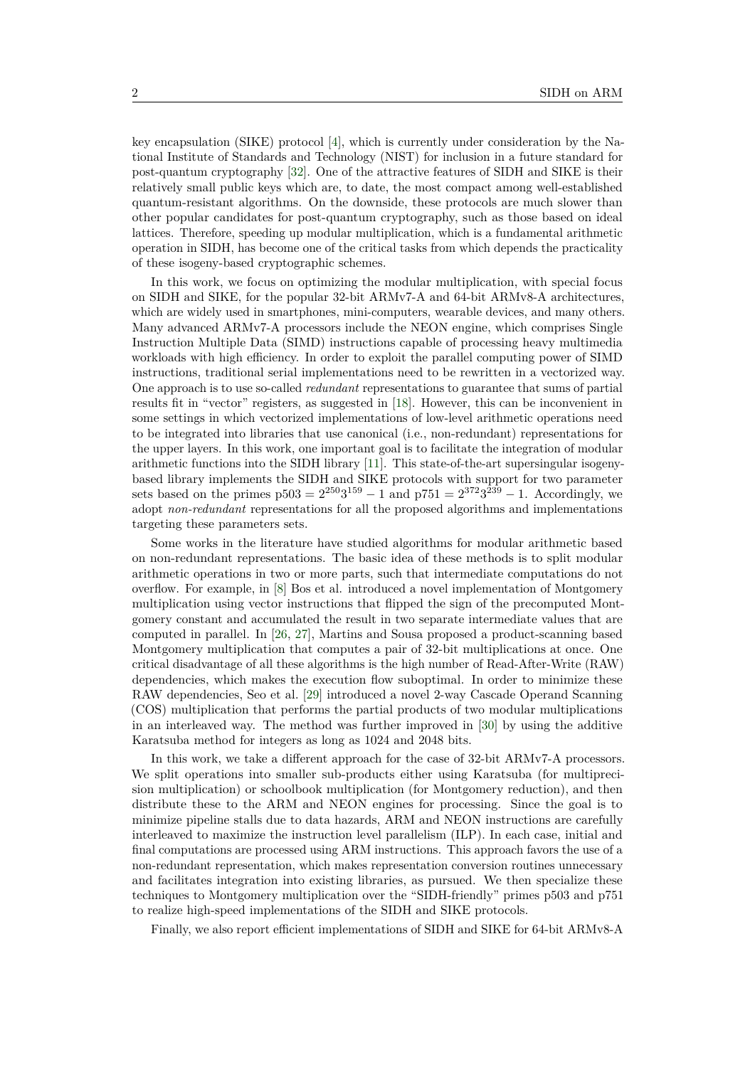key encapsulation (SIKE) protocol [4], which is currently under consideration by the National Institute of Standards and Technology (NIST) for inclusion in a future standard for post-quantum cryptography [32]. One of the attractive features of SIDH and SIKE is their relatively small public keys which are, to date, the most compact among well-established quantum-resistant algorithms. On the downside, these protocols are much slower than other popular candidates for post-quantum cryptography, such as those based on ideal lattices. Therefore, speeding up modular multiplication, which is a fundamental arithmetic operation in SIDH, has become one of the critical tasks from which depends the practicality of these isogeny-based cryptographic schemes.

In this work, we focus on optimizing the modular multiplication, with special focus on SIDH and SIKE, for the popular 32-bit ARMv7-A and 64-bit ARMv8-A architectures, which are widely used in smartphones, mini-computers, wearable devices, and many others. Many advanced ARMv7-A processors include the NEON engine, which comprises Single Instruction Multiple Data (SIMD) instructions capable of processing heavy multimedia workloads with high efficiency. In order to exploit the parallel computing power of SIMD instructions, traditional serial implementations need to be rewritten in a vectorized way. One approach is to use so-called *redundant* representations to guarantee that sums of partial results fit in "vector" registers, as suggested in [18]. However, this can be inconvenient in some settings in which vectorized implementations of low-level arithmetic operations need to be integrated into libraries that use canonical (i.e., non-redundant) representations for the upper layers. In this work, one important goal is to facilitate the integration of modular arithmetic functions into the SIDH library [11]. This state-of-the-art supersingular isogeny-based library implements the SIDH and SIKE protocols with support for two parameter sets based on the primes $\text{p503} = 2^{250}3^{159} - 1$ and $\text{p751} = 2^{372}3^{239} - 1$. Accordingly, we adopt *non-redundant* representations for all the proposed algorithms and implementations targeting these parameters sets.

Some works in the literature have studied algorithms for modular arithmetic based on non-redundant representations. The basic idea of these methods is to split modular arithmetic operations in two or more parts, such that intermediate computations do not overflow. For example, in [8] Bos et al. introduced a novel implementation of Montgomery multiplication using vector instructions that flipped the sign of the precomputed Montgomery constant and accumulated the result in two separate intermediate values that are computed in parallel. In [26, 27], Martins and Sousa proposed a product-scanning based Montgomery multiplication that computes a pair of 32-bit multiplications at once. One critical disadvantage of all these algorithms is the high number of Read-After-Write (RAW) dependencies, which makes the execution flow suboptimal. In order to minimize these RAW dependencies, Seo et al. [29] introduced a novel 2-way Cascade Operand Scanning (COS) multiplication that performs the partial products of two modular multiplications in an interleaved way. The method was further improved in [30] by using the additive Karatsuba method for integers as long as 1024 and 2048 bits.

In this work, we take a different approach for the case of 32-bit ARMv7-A processors. We split operations into smaller sub-products either using Karatsuba (for multiprecision multiplication) or schoolbook multiplication (for Montgomery reduction), and then distribute these to the ARM and NEON engines for processing. Since the goal is to minimize pipeline stalls due to data hazards, ARM and NEON instructions are carefully interleaved to maximize the instruction level parallelism (ILP). In each case, initial and final computations are processed using ARM instructions. This approach favors the use of a non-redundant representation, which makes representation conversion routines unnecessary and facilitates integration into existing libraries, as pursued. We then specialize these techniques to Montgomery multiplication over the "SIDH-friendly" primes p503 and p751 to realize high-speed implementations of the SIDH and SIKE protocols.

Finally, we also report efficient implementations of SIDH and SIKE for 64-bit ARMv8-A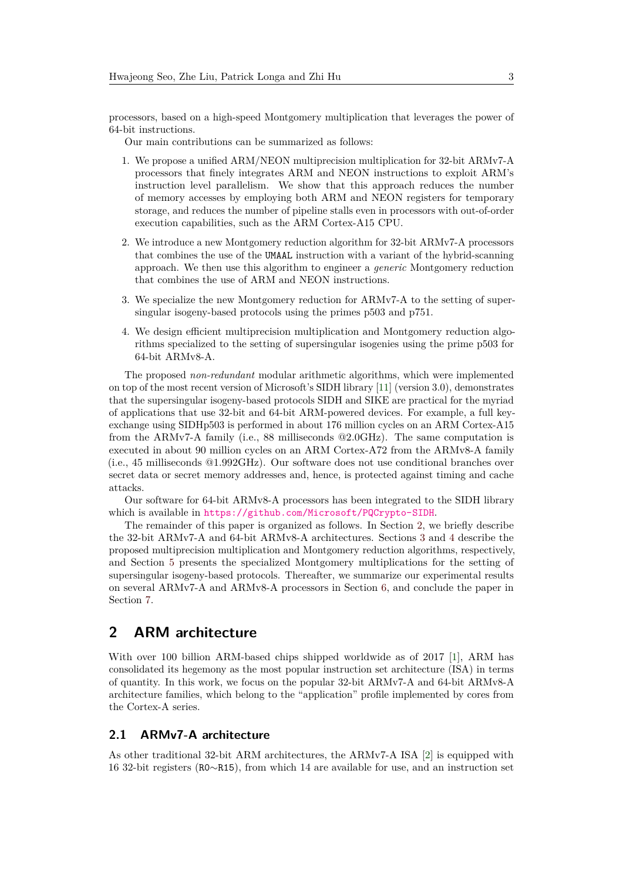processors, based on a high-speed Montgomery multiplication that leverages the power of 64-bit instructions.

Our main contributions can be summarized as follows:

1. We propose a unified ARM/NEON multiprecision multiplication for 32-bit ARMv7-A processors that finely integrates ARM and NEON instructions to exploit ARM's instruction level parallelism. We show that this approach reduces the number of memory accesses by employing both ARM and NEON registers for temporary storage, and reduces the number of pipeline stalls even in processors with out-of-order execution capabilities, such as the ARM Cortex-A15 CPU.
2. We introduce a new Montgomery reduction algorithm for 32-bit ARMv7-A processors that combines the use of the `UMAAL` instruction with a variant of the hybrid-scanning approach. We then use this algorithm to engineer a *generic* Montgomery reduction that combines the use of ARM and NEON instructions.
3. We specialize the new Montgomery reduction for ARMv7-A to the setting of supersingular isogeny-based protocols using the primes p503 and p751.
4. We design efficient multiprecision multiplication and Montgomery reduction algorithms specialized to the setting of supersingular isogenies using the prime p503 for 64-bit ARMv8-A.

The proposed *non-redundant* modular arithmetic algorithms, which were implemented on top of the most recent version of Microsoft's SIDH library [11] (version 3.0), demonstrates that the supersingular isogeny-based protocols SIDH and SIKE are practical for the myriad of applications that use 32-bit and 64-bit ARM-powered devices. For example, a full key-exchange using SIDHp503 is performed in about 176 million cycles on an ARM Cortex-A15 from the ARMv7-A family (i.e., 88 milliseconds @2.0GHz). The same computation is executed in about 90 million cycles on an ARM Cortex-A72 from the ARMv8-A family (i.e., 45 milliseconds @1.992GHz). Our software does not use conditional branches over secret data or secret memory addresses and, hence, is protected against timing and cache attacks.

Our software for 64-bit ARMv8-A processors has been integrated to the SIDH library which is available in https://github.com/Microsoft/PQCrypto-SIDH.

The remainder of this paper is organized as follows. In Section 2, we briefly describe the 32-bit ARMv7-A and 64-bit ARMv8-A architectures. Sections 3 and 4 describe the proposed multiprecision multiplication and Montgomery reduction algorithms, respectively, and Section 5 presents the specialized Montgomery multiplications for the setting of supersingular isogeny-based protocols. Thereafter, we summarize our experimental results on several ARMv7-A and ARMv8-A processors in Section 6, and conclude the paper in Section 7.

## 2 ARM architecture

With over 100 billion ARM-based chips shipped worldwide as of 2017 [1], ARM has consolidated its hegemony as the most popular instruction set architecture (ISA) in terms of quantity. In this work, we focus on the popular 32-bit ARMv7-A and 64-bit ARMv8-A architecture families, which belong to the "application" profile implemented by cores from the Cortex-A series.

### 2.1 ARMv7-A architecture

As other traditional 32-bit ARM architectures, the ARMv7-A ISA [2] is equipped with 16 32-bit registers (`R0`∼`R15`), from which 14 are available for use, and an instruction set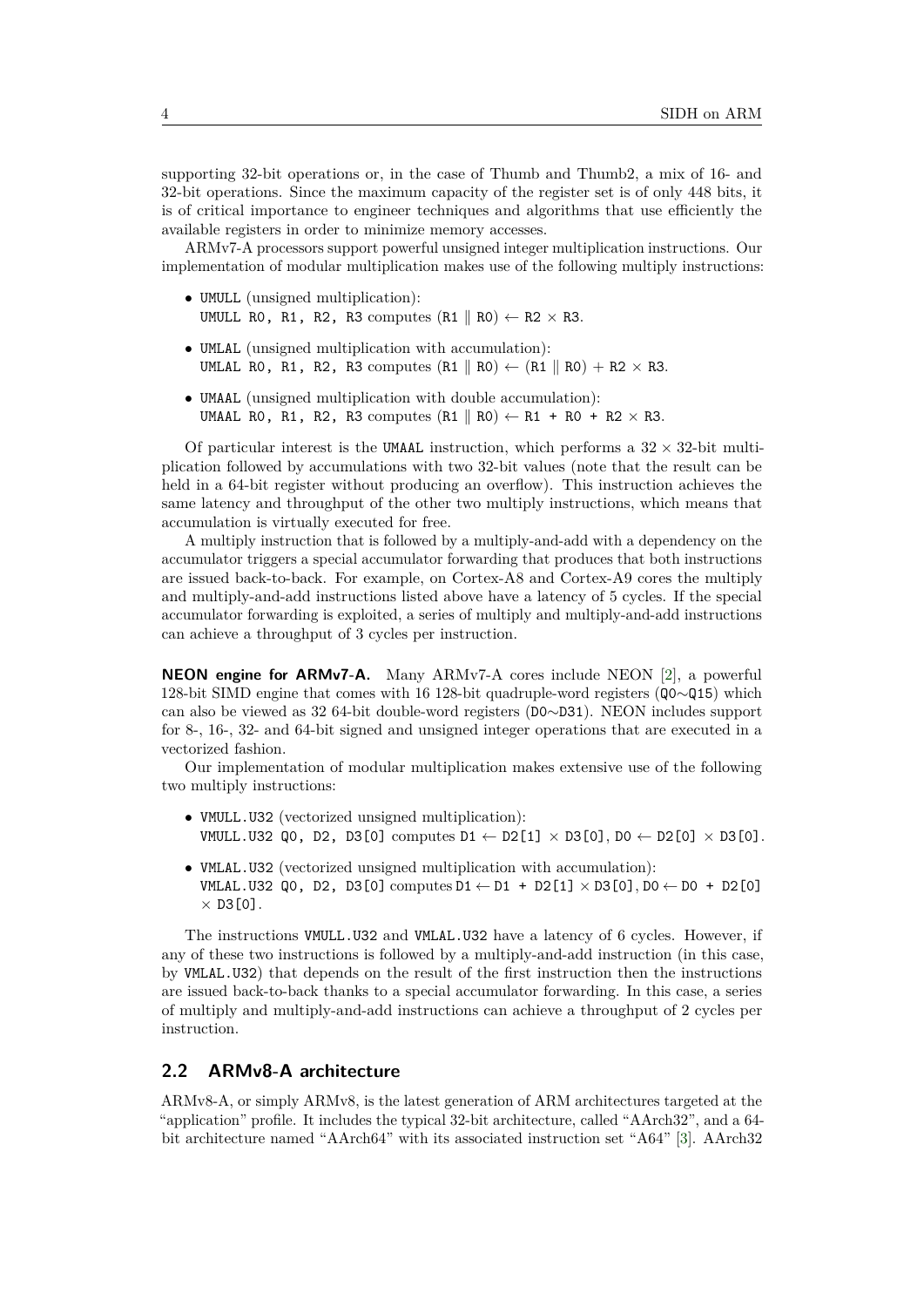supporting 32-bit operations or, in the case of Thumb and Thumb2, a mix of 16- and 32-bit operations. Since the maximum capacity of the register set is of only 448 bits, it is of critical importance to engineer techniques and algorithms that use efficiently the available registers in order to minimize memory accesses.

ARMv7-A processors support powerful unsigned integer multiplication instructions. Our implementation of modular multiplication makes use of the following multiply instructions:

- `UMULL` (unsigned multiplication):
  `UMULL R0, R1, R2, R3` computes (`R1` ‖ `R0`) ← `R2` × `R3`.
- `UMLAL` (unsigned multiplication with accumulation):
  `UMLAL R0, R1, R2, R3` computes (`R1` ‖ `R0`) ← (`R1` ‖ `R0`) + `R2` × `R3`.
- `UMAAL` (unsigned multiplication with double accumulation):
  `UMAAL R0, R1, R2, R3` computes (`R1` ‖ `R0`) ← `R1 + R0 + R2` × `R3`.

Of particular interest is the `UMAAL` instruction, which performs a $32 \times 32$-bit multiplication followed by accumulations with two 32-bit values (note that the result can be held in a 64-bit register without producing an overflow). This instruction achieves the same latency and throughput of the other two multiply instructions, which means that accumulation is virtually executed for free.

A multiply instruction that is followed by a multiply-and-add with a dependency on the accumulator triggers a special accumulator forwarding that produces that both instructions are issued back-to-back. For example, on Cortex-A8 and Cortex-A9 cores the multiply and multiply-and-add instructions listed above have a latency of 5 cycles. If the special accumulator forwarding is exploited, a series of multiply and multiply-and-add instructions can achieve a throughput of 3 cycles per instruction.

**NEON engine for ARMv7-A.** Many ARMv7-A cores include NEON [2], a powerful 128-bit SIMD engine that comes with 16 128-bit quadruple-word registers (`Q0`∼`Q15`) which can also be viewed as 32 64-bit double-word registers (`D0`∼`D31`). NEON includes support for 8-, 16-, 32- and 64-bit signed and unsigned integer operations that are executed in a vectorized fashion.

Our implementation of modular multiplication makes extensive use of the following two multiply instructions:

- `VMULL.U32` (vectorized unsigned multiplication):
  `VMULL.U32 Q0, D2, D3[0]` computes `D1` ← `D2[1]` × `D3[0]`, `D0` ← `D2[0]` × `D3[0]`.
- `VMLAL.U32` (vectorized unsigned multiplication with accumulation):
  `VMLAL.U32 Q0, D2, D3[0]` computes `D1` ← `D1 + D2[1]` × `D3[0]`, `D0` ← `D0 + D2[0]` × `D3[0]`.

The instructions `VMULL.U32` and `VMLAL.U32` have a latency of 6 cycles. However, if any of these two instructions is followed by a multiply-and-add instruction (in this case, by `VMLAL.U32`) that depends on the result of the first instruction then the instructions are issued back-to-back thanks to a special accumulator forwarding. In this case, a series of multiply and multiply-and-add instructions can achieve a throughput of 2 cycles per instruction.

## 2.2 ARMv8-A architecture

ARMv8-A, or simply ARMv8, is the latest generation of ARM architectures targeted at the "application" profile. It includes the typical 32-bit architecture, called "AArch32", and a 64-bit architecture named "AArch64" with its associated instruction set "A64" [3]. AArch32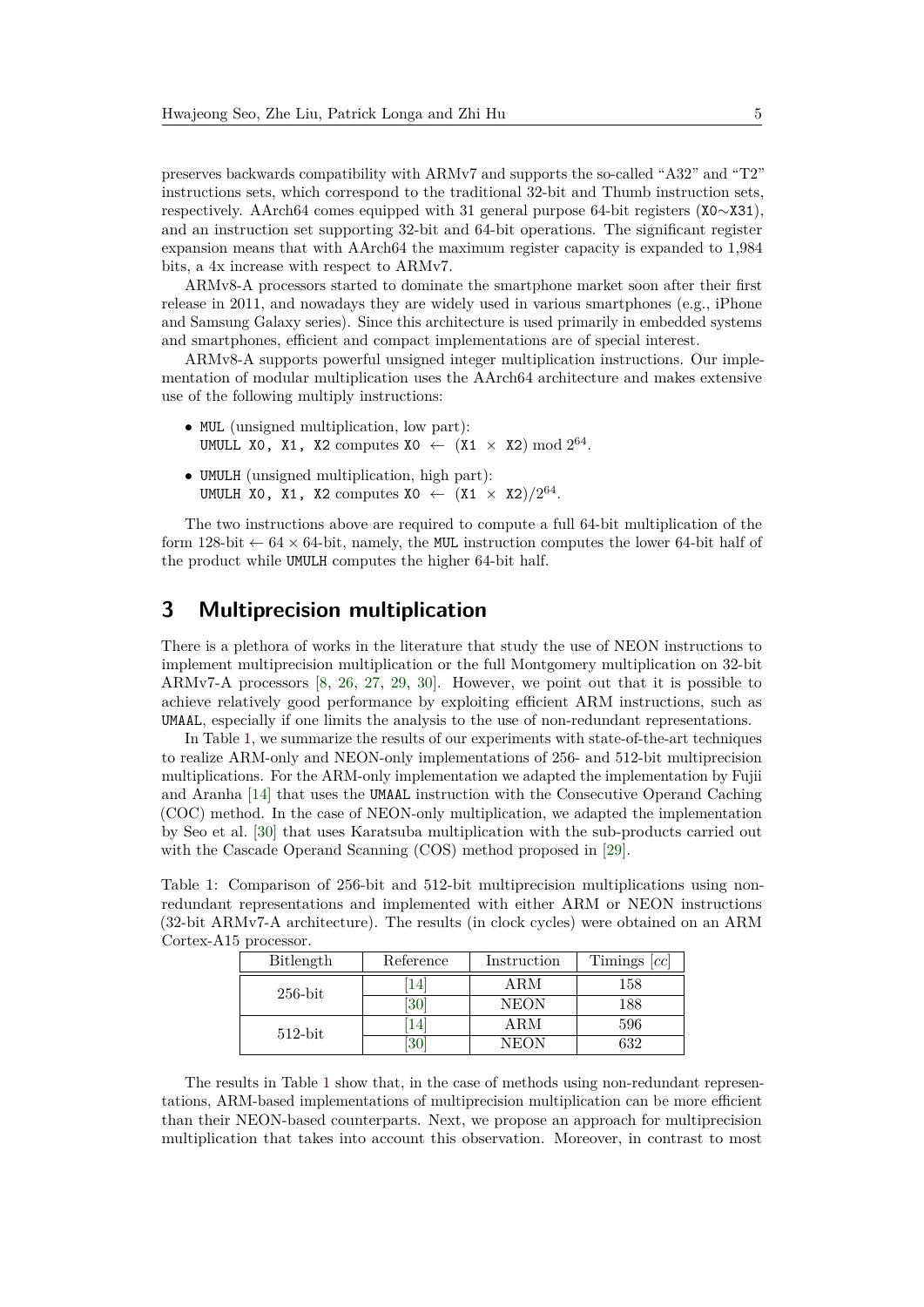preserves backwards compatibility with ARMv7 and supports the so-called "A32" and "T2" instructions sets, which correspond to the traditional 32-bit and Thumb instruction sets, respectively. AArch64 comes equipped with 31 general purpose 64-bit registers (`X0`∼`X31`), and an instruction set supporting 32-bit and 64-bit operations. The significant register expansion means that with AArch64 the maximum register capacity is expanded to 1,984 bits, a 4x increase with respect to ARMv7.

ARMv8-A processors started to dominate the smartphone market soon after their first release in 2011, and nowadays they are widely used in various smartphones (e.g., iPhone and Samsung Galaxy series). Since this architecture is used primarily in embedded systems and smartphones, efficient and compact implementations are of special interest.

ARMv8-A supports powerful unsigned integer multiplication instructions. Our implementation of modular multiplication uses the AArch64 architecture and makes extensive use of the following multiply instructions:

- `MUL` (unsigned multiplication, low part):
  `UMULL X0, X1, X2` computes `X0` $\leftarrow$ (`X1` $\times$ `X2`) $\bmod 2^{64}$.
- `UMULH` (unsigned multiplication, high part):
  `UMULH X0, X1, X2` computes `X0` $\leftarrow$ (`X1` $\times$ `X2`)$/2^{64}$.

The two instructions above are required to compute a full 64-bit multiplication of the form 128-bit $\leftarrow 64 \times 64$-bit, namely, the `MUL` instruction computes the lower 64-bit half of the product while `UMULH` computes the higher 64-bit half.

## 3 Multiprecision multiplication

There is a plethora of works in the literature that study the use of NEON instructions to implement multiprecision multiplication or the full Montgomery multiplication on 32-bit ARMv7-A processors [8, 26, 27, 29, 30]. However, we point out that it is possible to achieve relatively good performance by exploiting efficient ARM instructions, such as `UMAAL`, especially if one limits the analysis to the use of non-redundant representations.

In Table 1, we summarize the results of our experiments with state-of-the-art techniques to realize ARM-only and NEON-only implementations of 256- and 512-bit multiprecision multiplications. For the ARM-only implementation we adapted the implementation by Fujii and Aranha [14] that uses the `UMAAL` instruction with the Consecutive Operand Caching (COC) method. In the case of NEON-only multiplication, we adapted the implementation by Seo et al. [30] that uses Karatsuba multiplication with the sub-products carried out with the Cascade Operand Scanning (COS) method proposed in [29].

Table 1: Comparison of 256-bit and 512-bit multiprecision multiplications using non-redundant representations and implemented with either ARM or NEON instructions (32-bit ARMv7-A architecture). The results (in clock cycles) were obtained on an ARM Cortex-A15 processor.

| Bitlength | Reference | Instruction | Timings [*cc*] |
|---|---|---|---|
| 256-bit | [14] | ARM | 158 |
| | [30] | NEON | 188 |
| 512-bit | [14] | ARM | 596 |
| | [30] | NEON | 632 |

The results in Table 1 show that, in the case of methods using non-redundant representations, ARM-based implementations of multiprecision multiplication can be more efficient than their NEON-based counterparts. Next, we propose an approach for multiprecision multiplication that takes into account this observation. Moreover, in contrast to most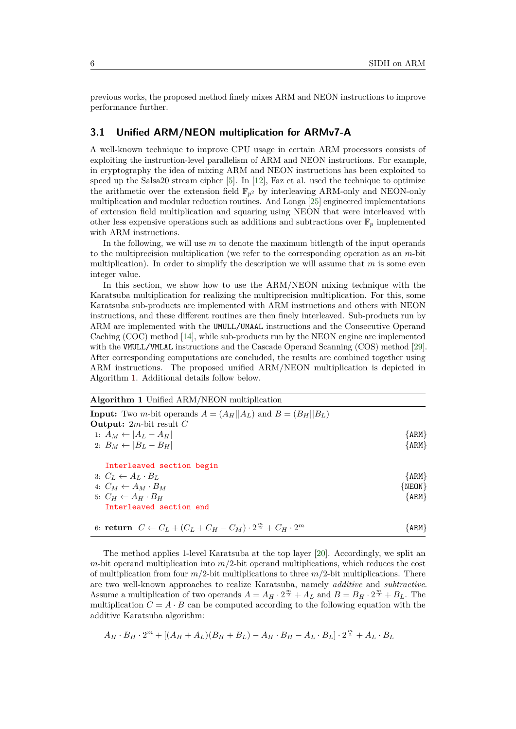previous works, the proposed method finely mixes ARM and NEON instructions to improve performance further.

### 3.1 Unified ARM/NEON multiplication for ARMv7-A

A well-known technique to improve CPU usage in certain ARM processors consists of exploiting the instruction-level parallelism of ARM and NEON instructions. For example, in cryptography the idea of mixing ARM and NEON instructions has been exploited to speed up the Salsa20 stream cipher [5]. In [12], Faz et al. used the technique to optimize the arithmetic over the extension field $\mathbb{F}_{p^2}$ by interleaving ARM-only and NEON-only multiplication and modular reduction routines. And Longa [25] engineered implementations of extension field multiplication and squaring using NEON that were interleaved with other less expensive operations such as additions and subtractions over $\mathbb{F}_p$ implemented with ARM instructions.

In the following, we will use $m$ to denote the maximum bitlength of the input operands to the multiprecision multiplication (we refer to the corresponding operation as an $m$-bit multiplication). In order to simplify the description we will assume that $m$ is some even integer value.

In this section, we show how to use the ARM/NEON mixing technique with the Karatsuba multiplication for realizing the multiprecision multiplication. For this, some Karatsuba sub-products are implemented with ARM instructions and others with NEON instructions, and these different routines are then finely interleaved. Sub-products run by ARM are implemented with the `UMULL/UMAAL` instructions and the Consecutive Operand Caching (COC) method [14], while sub-products run by the NEON engine are implemented with the `VMULL/VMLAL` instructions and the Cascade Operand Scanning (COS) method [29]. After corresponding computations are concluded, the results are combined together using ARM instructions. The proposed unified ARM/NEON multiplication is depicted in Algorithm 1. Additional details follow below.

**Algorithm 1** Unified ARM/NEON multiplication

**Input:** Two $m$-bit operands $A = (A_H || A_L)$ and $B = (B_H || B_L)$
**Output:** $2m$-bit result $C$

1: $A_M \leftarrow |A_L - A_H|$ {`ARM`}
2: $B_M \leftarrow |B_L - B_H|$ {`ARM`}

`Interleaved section begin`
3: $C_L \leftarrow A_L \cdot B_L$ {`ARM`}
4: $C_M \leftarrow A_M \cdot B_M$ {`NEON`}
5: $C_H \leftarrow A_H \cdot B_H$ {`ARM`}
`Interleaved section end`

6: **return** $C \leftarrow C_L + (C_L + C_H - C_M) \cdot 2^{\frac{m}{2}} + C_H \cdot 2^m$ {`ARM`}

The method applies 1-level Karatsuba at the top layer [20]. Accordingly, we split an $m$-bit operand multiplication into $m/2$-bit operand multiplications, which reduces the cost of multiplication from four $m/2$-bit multiplications to three $m/2$-bit multiplications. There are two well-known approaches to realize Karatsuba, namely *additive* and *subtractive*. Assume a multiplication of two operands $A = A_H \cdot 2^{\frac{m}{2}} + A_L$ and $B = B_H \cdot 2^{\frac{m}{2}} + B_L$. The multiplication $C = A \cdot B$ can be computed according to the following equation with the additive Karatsuba algorithm:

$$A_H \cdot B_H \cdot 2^m + [(A_H + A_L)(B_H + B_L) - A_H \cdot B_H - A_L \cdot B_L] \cdot 2^{\frac{m}{2}} + A_L \cdot B_L$$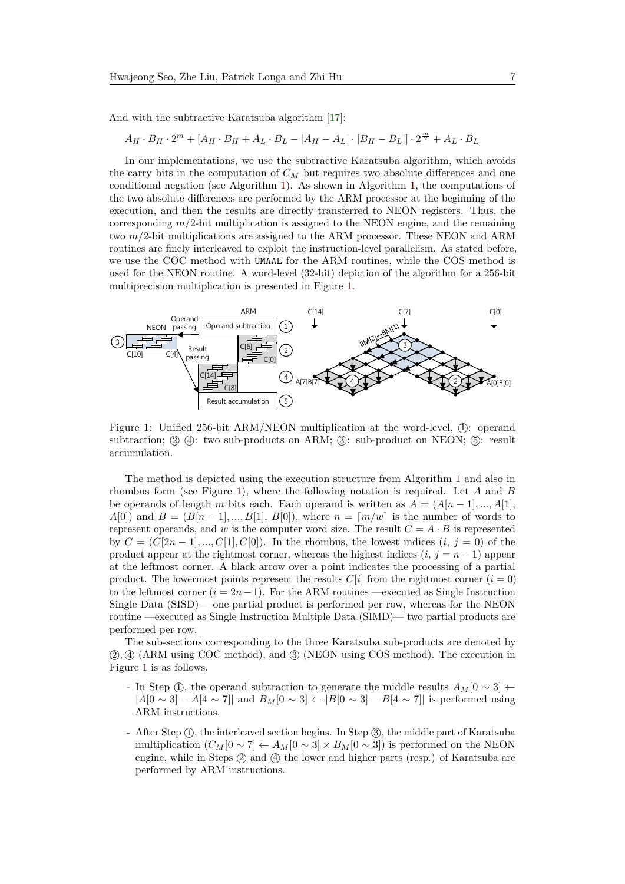And with the subtractive Karatsuba algorithm [17]:

$$A_H \cdot B_H \cdot 2^m + [A_H \cdot B_H + A_L \cdot B_L - |A_H - A_L| \cdot |B_H - B_L|] \cdot 2^{\frac{m}{2}} + A_L \cdot B_L$$

In our implementations, we use the subtractive Karatsuba algorithm, which avoids the carry bits in the computation of $C_M$ but requires two absolute differences and one conditional negation (see Algorithm 1). As shown in Algorithm 1, the computations of the two absolute differences are performed by the ARM processor at the beginning of the execution, and then the results are directly transferred to NEON registers. Thus, the corresponding $m/2$-bit multiplication is assigned to the NEON engine, and the remaining two $m/2$-bit multiplications are assigned to the ARM processor. These NEON and ARM routines are finely interleaved to exploit the instruction-level parallelism. As stated before, we use the COC method with UMAAL for the ARM routines, while the COS method is used for the NEON routine. A word-level (32-bit) depiction of the algorithm for a 256-bit multiprecision multiplication is presented in Figure 1.

Figure 1: Unified 256-bit ARM/NEON multiplication at the word-level, ①: operand subtraction; ② ④: two sub-products on ARM; ③: sub-product on NEON; ⑤: result accumulation.

The method is depicted using the execution structure from Algorithm 1 and also in rhombus form (see Figure 1), where the following notation is required. Let $A$ and $B$ be operands of length $m$ bits each. Each operand is written as $A = (A[n-1], ..., A[1], A[0])$ and $B = (B[n-1], ..., B[1], B[0])$, where $n = \lceil m/w \rceil$ is the number of words to represent operands, and $w$ is the computer word size. The result $C = A \cdot B$ is represented by $C = (C[2n-1], ..., C[1], C[0])$. In the rhombus, the lowest indices ($i$, $j = 0$) of the product appear at the rightmost corner, whereas the highest indices ($i$, $j = n-1$) appear at the leftmost corner. A black arrow over a point indicates the processing of a partial product. The lowermost points represent the results $C[i]$ from the rightmost corner ($i = 0$) to the leftmost corner ($i = 2n-1$). For the ARM routines —executed as Single Instruction Single Data (SISD)— one partial product is performed per row, whereas for the NEON routine —executed as Single Instruction Multiple Data (SIMD)— two partial products are performed per row.

The sub-sections corresponding to the three Karatsuba sub-products are denoted by ②, ④ (ARM using COC method), and ③ (NEON using COS method). The execution in Figure 1 is as follows.

- In Step ①, the operand subtraction to generate the middle results $A_M[0 \sim 3] \leftarrow |A[0 \sim 3] - A[4 \sim 7]|$ and $B_M[0 \sim 3] \leftarrow |B[0 \sim 3] - B[4 \sim 7]|$ is performed using ARM instructions.
- After Step ①, the interleaved section begins. In Step ③, the middle part of Karatsuba multiplication ($C_M[0 \sim 7] \leftarrow A_M[0 \sim 3] \times B_M[0 \sim 3]$) is performed on the NEON engine, while in Steps ② and ④ the lower and higher parts (resp.) of Karatsuba are performed by ARM instructions.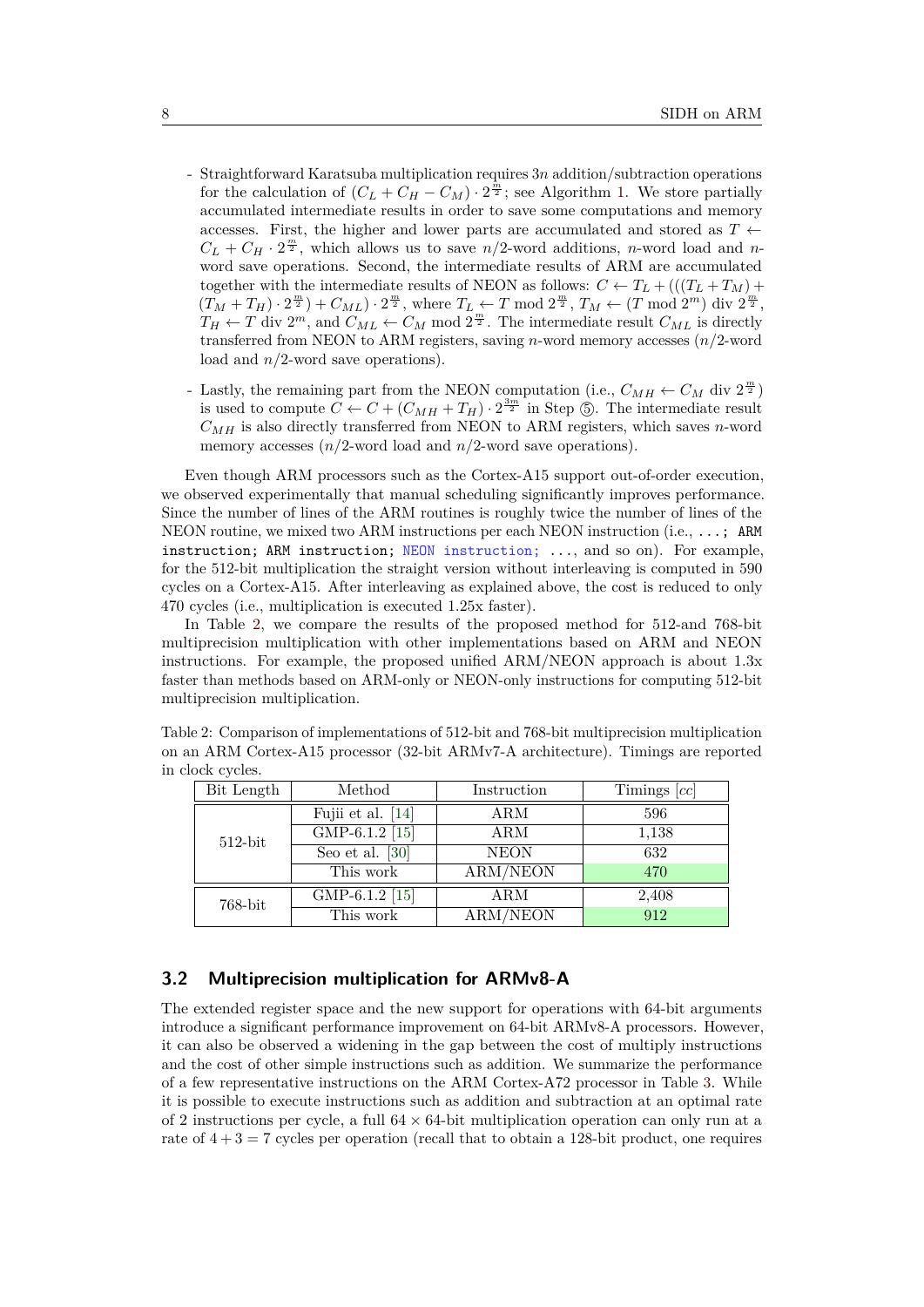- Straightforward Karatsuba multiplication requires $3n$ addition/subtraction operations for the calculation of $(C_L + C_H - C_M) \cdot 2^{\frac{m}{2}}$; see Algorithm 1. We store partially accumulated intermediate results in order to save some computations and memory accesses. First, the higher and lower parts are accumulated and stored as $T \leftarrow C_L + C_H \cdot 2^{\frac{m}{2}}$, which allows us to save $n/2$-word additions, $n$-word load and $n$-word save operations. Second, the intermediate results of ARM are accumulated together with the intermediate results of NEON as follows: $C \leftarrow T_L + (((T_L + T_M) + (T_M + T_H) \cdot 2^{\frac{m}{2}}) + C_{ML}) \cdot 2^{\frac{m}{2}}$, where $T_L \leftarrow T \bmod 2^{\frac{m}{2}}$, $T_M \leftarrow (T \bmod 2^m) \text{ div } 2^{\frac{m}{2}}$, $T_H \leftarrow T \text{ div } 2^m$, and $C_{ML} \leftarrow C_M \bmod 2^{\frac{m}{2}}$. The intermediate result $C_{ML}$ is directly transferred from NEON to ARM registers, saving $n$-word memory accesses ($n/2$-word load and $n/2$-word save operations).

- Lastly, the remaining part from the NEON computation (i.e., $C_{MH} \leftarrow C_M \text{ div } 2^{\frac{m}{2}}$) is used to compute $C \leftarrow C + (C_{MH} + T_H) \cdot 2^{\frac{3m}{2}}$ in Step ⑤. The intermediate result $C_{MH}$ is also directly transferred from NEON to ARM registers, which saves $n$-word memory accesses ($n/2$-word load and $n/2$-word save operations).

Even though ARM processors such as the Cortex-A15 support out-of-order execution, we observed experimentally that manual scheduling significantly improves performance. Since the number of lines of the ARM routines is roughly twice the number of lines of the NEON routine, we mixed two ARM instructions per each NEON instruction (i.e., `...; ARM instruction; ARM instruction; NEON instruction; ...`, and so on). For example, for the 512-bit multiplication the straight version without interleaving is computed in 590 cycles on a Cortex-A15. After interleaving as explained above, the cost is reduced to only 470 cycles (i.e., multiplication is executed 1.25x faster).

In Table 2, we compare the results of the proposed method for 512-and 768-bit multiprecision multiplication with other implementations based on ARM and NEON instructions. For example, the proposed unified ARM/NEON approach is about 1.3x faster than methods based on ARM-only or NEON-only instructions for computing 512-bit multiprecision multiplication.

Table 2: Comparison of implementations of 512-bit and 768-bit multiprecision multiplication on an ARM Cortex-A15 processor (32-bit ARMv7-A architecture). Timings are reported in clock cycles.

| Bit Length | Method | Instruction | Timings [$cc$] |
|---|---|---|---|
| 512-bit | Fujii et al. [14] | ARM | 596 |
| | GMP-6.1.2 [15] | ARM | 1,138 |
| | Seo et al. [30] | NEON | 632 |
| | This work | ARM/NEON | 470 |
| 768-bit | GMP-6.1.2 [15] | ARM | 2,408 |
| | This work | ARM/NEON | 912 |

## 3.2 Multiprecision multiplication for ARMv8-A

The extended register space and the new support for operations with 64-bit arguments introduce a significant performance improvement on 64-bit ARMv8-A processors. However, it can also be observed a widening in the gap between the cost of multiply instructions and the cost of other simple instructions such as addition. We summarize the performance of a few representative instructions on the ARM Cortex-A72 processor in Table 3. While it is possible to execute instructions such as addition and subtraction at an optimal rate of 2 instructions per cycle, a full $64 \times 64$-bit multiplication operation can only run at a rate of $4 + 3 = 7$ cycles per operation (recall that to obtain a 128-bit product, one requires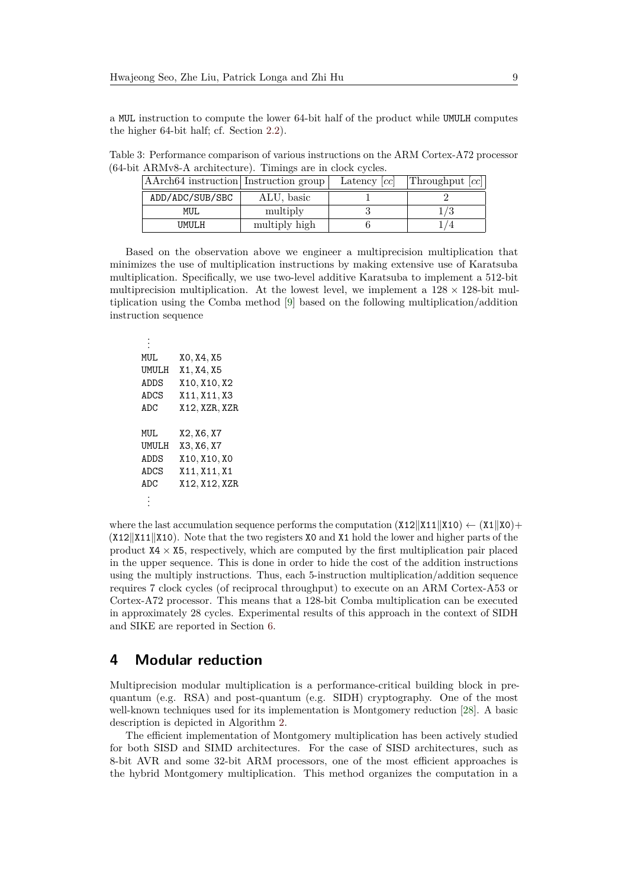a MUL instruction to compute the lower 64-bit half of the product while UMULH computes the higher 64-bit half; cf. Section 2.2).

Table 3: Performance comparison of various instructions on the ARM Cortex-A72 processor (64-bit ARMv8-A architecture). Timings are in clock cycles.

| AArch64 instruction | Instruction group | Latency [cc] | Throughput [cc] |
|---|---|---|---|
| ADD/ADC/SUB/SBC | ALU, basic | 1 | 2 |
| MUL | multiply | 3 | 1/3 |
| UMULH | multiply high | 6 | 1/4 |

Based on the observation above we engineer a multiprecision multiplication that minimizes the use of multiplication instructions by making extensive use of Karatsuba multiplication. Specifically, we use two-level additive Karatsuba to implement a 512-bit multiprecision multiplication. At the lowest level, we implement a $128 \times 128$-bit multiplication using the Comba method [9] based on the following multiplication/addition instruction sequence

```
  ⋮
MUL    X0, X4, X5
UMULH  X1, X4, X5
ADDS   X10, X10, X2
ADCS   X11, X11, X3
ADC    X12, XZR, XZR

MUL    X2, X6, X7
UMULH  X3, X6, X7
ADDS   X10, X10, X0
ADCS   X11, X11, X1
ADC    X12, X12, XZR
  ⋮
```

where the last accumulation sequence performs the computation $(\texttt{X12}\|\texttt{X11}\|\texttt{X10}) \leftarrow (\texttt{X1}\|\texttt{X0}) + (\texttt{X12}\|\texttt{X11}\|\texttt{X10})$. Note that the two registers X0 and X1 hold the lower and higher parts of the product $\texttt{X4} \times \texttt{X5}$, respectively, which are computed by the first multiplication pair placed in the upper sequence. This is done in order to hide the cost of the addition instructions using the multiply instructions. Thus, each 5-instruction multiplication/addition sequence requires 7 clock cycles (of reciprocal throughput) to execute on an ARM Cortex-A53 or Cortex-A72 processor. This means that a 128-bit Comba multiplication can be executed in approximately 28 cycles. Experimental results of this approach in the context of SIDH and SIKE are reported in Section 6.

## 4 Modular reduction

Multiprecision modular multiplication is a performance-critical building block in pre-quantum (e.g. RSA) and post-quantum (e.g. SIDH) cryptography. One of the most well-known techniques used for its implementation is Montgomery reduction [28]. A basic description is depicted in Algorithm 2.

The efficient implementation of Montgomery multiplication has been actively studied for both SISD and SIMD architectures. For the case of SISD architectures, such as 8-bit AVR and some 32-bit ARM processors, one of the most efficient approaches is the hybrid Montgomery multiplication. This method organizes the computation in a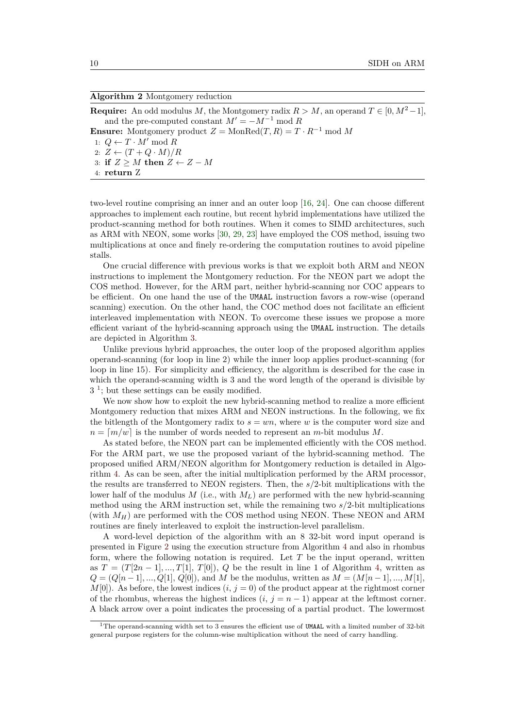**Algorithm 2** Montgomery reduction

**Require:** An odd modulus $M$, the Montgomery radix $R > M$, an operand $T \in [0, M^2-1]$, and the pre-computed constant $M' = -M^{-1} \bmod R$

**Ensure:** Montgomery product $Z = \text{MonRed}(T, R) = T \cdot R^{-1} \bmod M$

1: $Q \leftarrow T \cdot M' \bmod R$

2: $Z \leftarrow (T + Q \cdot M)/R$

3: **if** $Z \geq M$ **then** $Z \leftarrow Z - M$

4: **return** Z

two-level routine comprising an inner and an outer loop [16, 24]. One can choose different approaches to implement each routine, but recent hybrid implementations have utilized the product-scanning method for both routines. When it comes to SIMD architectures, such as ARM with NEON, some works [30, 29, 23] have employed the COS method, issuing two multiplications at once and finely re-ordering the computation routines to avoid pipeline stalls.

One crucial difference with previous works is that we exploit both ARM and NEON instructions to implement the Montgomery reduction. For the NEON part we adopt the COS method. However, for the ARM part, neither hybrid-scanning nor COC appears to be efficient. On one hand the use of the UMAAL instruction favors a row-wise (operand scanning) execution. On the other hand, the COC method does not facilitate an efficient interleaved implementation with NEON. To overcome these issues we propose a more efficient variant of the hybrid-scanning approach using the UMAAL instruction. The details are depicted in Algorithm 3.

Unlike previous hybrid approaches, the outer loop of the proposed algorithm applies operand-scanning (for loop in line 2) while the inner loop applies product-scanning (for loop in line 15). For simplicity and efficiency, the algorithm is described for the case in which the operand-scanning width is 3 and the word length of the operand is divisible by 3 [1]; but these settings can be easily modified.

We now show how to exploit the new hybrid-scanning method to realize a more efficient Montgomery reduction that mixes ARM and NEON instructions. In the following, we fix the bitlength of the Montgomery radix to $s = wn$, where $w$ is the computer word size and $n = \lceil m/w \rceil$ is the number of words needed to represent an $m$-bit modulus $M$.

As stated before, the NEON part can be implemented efficiently with the COS method. For the ARM part, we use the proposed variant of the hybrid-scanning method. The proposed unified ARM/NEON algorithm for Montgomery reduction is detailed in Algorithm 4. As can be seen, after the initial multiplication performed by the ARM processor, the results are transferred to NEON registers. Then, the $s/2$-bit multiplications with the lower half of the modulus $M$ (i.e., with $M_L$) are performed with the new hybrid-scanning method using the ARM instruction set, while the remaining two $s/2$-bit multiplications (with $M_H$) are performed with the COS method using NEON. These NEON and ARM routines are finely interleaved to exploit the instruction-level parallelism.

A word-level depiction of the algorithm with an 8 32-bit word input operand is presented in Figure 2 using the execution structure from Algorithm 4 and also in rhombus form, where the following notation is required. Let $T$ be the input operand, written as $T = (T[2n-1], ..., T[1], T[0])$, $Q$ be the result in line 1 of Algorithm 4, written as $Q = (Q[n-1], ..., Q[1], Q[0])$, and $M$ be the modulus, written as $M = (M[n-1], ..., M[1], M[0])$. As before, the lowest indices ($i$, $j = 0$) of the product appear at the rightmost corner of the rhombus, whereas the highest indices ($i$, $j = n-1$) appear at the leftmost corner. A black arrow over a point indicates the processing of a partial product. The lowermost

[1] The operand-scanning width set to 3 ensures the efficient use of UMAAL with a limited number of 32-bit general purpose registers for the column-wise multiplication without the need of carry handling.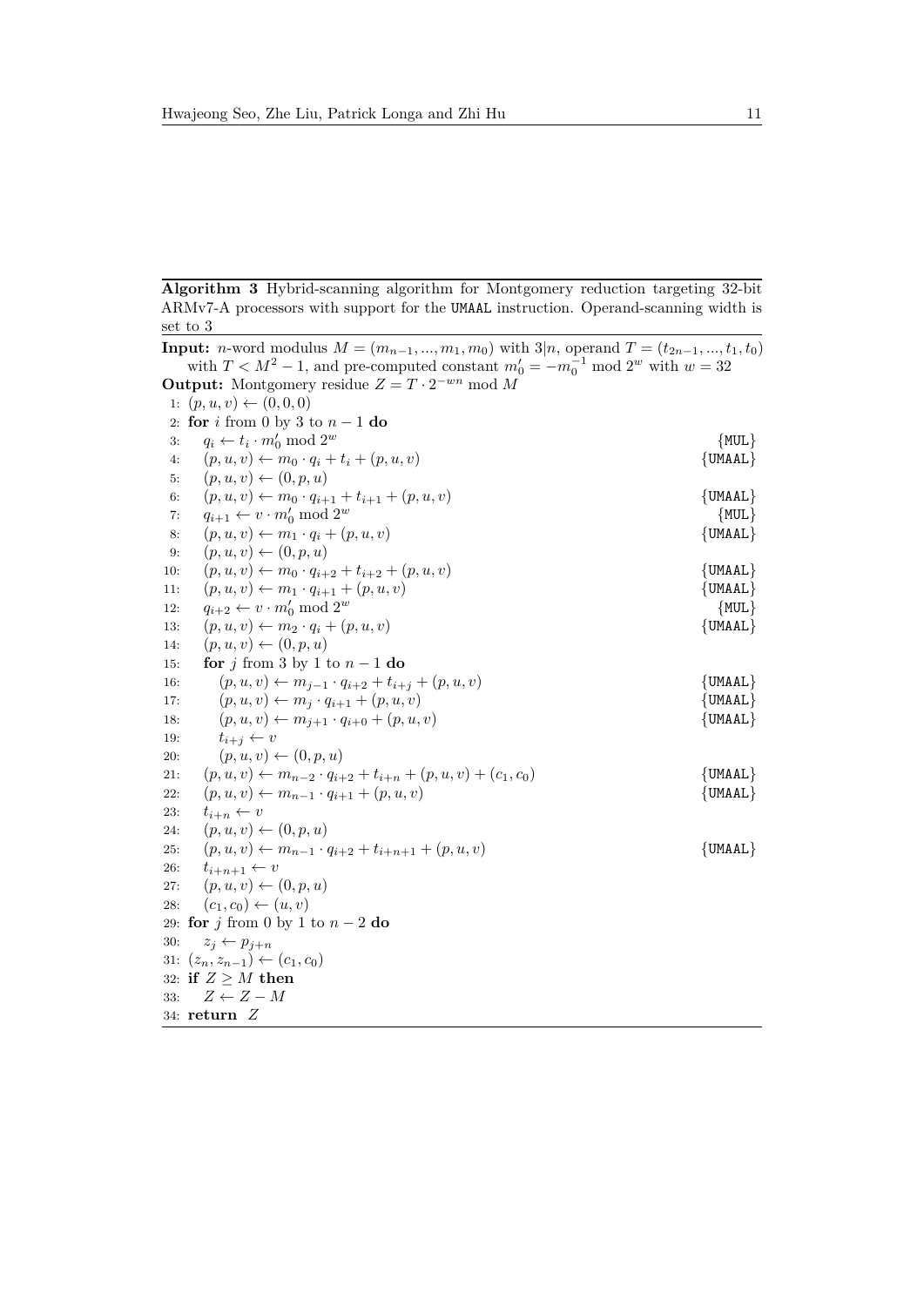**Algorithm 3** Hybrid-scanning algorithm for Montgomery reduction targeting 32-bit ARMv7-A processors with support for the `UMAAL` instruction. Operand-scanning width is set to 3

**Input:** $n$-word modulus $M = (m_{n-1}, ..., m_1, m_0)$ with $3|n$, operand $T = (t_{2n-1}, ..., t_1, t_0)$ with $T < M^2 - 1$, and pre-computed constant $m'_0 = -m_0^{-1} \bmod 2^w$ with $w = 32$

**Output:** Montgomery residue $Z = T \cdot 2^{-wn} \bmod M$

1: $(p, u, v) \leftarrow (0, 0, 0)$
2: **for** $i$ from 0 by 3 to $n-1$ **do**
3: $\quad q_i \leftarrow t_i \cdot m'_0 \bmod 2^w$ {`MUL`}
4: $\quad (p, u, v) \leftarrow m_0 \cdot q_i + t_i + (p, u, v)$ {`UMAAL`}
5: $\quad (p, u, v) \leftarrow (0, p, u)$
6: $\quad (p, u, v) \leftarrow m_0 \cdot q_{i+1} + t_{i+1} + (p, u, v)$ {`UMAAL`}
7: $\quad q_{i+1} \leftarrow v \cdot m'_0 \bmod 2^w$ {`MUL`}
8: $\quad (p, u, v) \leftarrow m_1 \cdot q_i + (p, u, v)$ {`UMAAL`}
9: $\quad (p, u, v) \leftarrow (0, p, u)$
10: $\quad (p, u, v) \leftarrow m_0 \cdot q_{i+2} + t_{i+2} + (p, u, v)$ {`UMAAL`}
11: $\quad (p, u, v) \leftarrow m_1 \cdot q_{i+1} + (p, u, v)$ {`UMAAL`}
12: $\quad q_{i+2} \leftarrow v \cdot m'_0 \bmod 2^w$ {`MUL`}
13: $\quad (p, u, v) \leftarrow m_2 \cdot q_i + (p, u, v)$ {`UMAAL`}
14: $\quad (p, u, v) \leftarrow (0, p, u)$
15: $\quad$**for** $j$ from 3 by 1 to $n-1$ **do**
16: $\quad\quad (p, u, v) \leftarrow m_{j-1} \cdot q_{i+2} + t_{i+j} + (p, u, v)$ {`UMAAL`}
17: $\quad\quad (p, u, v) \leftarrow m_j \cdot q_{i+1} + (p, u, v)$ {`UMAAL`}
18: $\quad\quad (p, u, v) \leftarrow m_{j+1} \cdot q_{i+0} + (p, u, v)$ {`UMAAL`}
19: $\quad\quad t_{i+j} \leftarrow v$
20: $\quad\quad (p, u, v) \leftarrow (0, p, u)$
21: $\quad (p, u, v) \leftarrow m_{n-2} \cdot q_{i+2} + t_{i+n} + (p, u, v) + (c_1, c_0)$ {`UMAAL`}
22: $\quad (p, u, v) \leftarrow m_{n-1} \cdot q_{i+1} + (p, u, v)$ {`UMAAL`}
23: $\quad t_{i+n} \leftarrow v$
24: $\quad (p, u, v) \leftarrow (0, p, u)$
25: $\quad (p, u, v) \leftarrow m_{n-1} \cdot q_{i+2} + t_{i+n+1} + (p, u, v)$ {`UMAAL`}
26: $\quad t_{i+n+1} \leftarrow v$
27: $\quad (p, u, v) \leftarrow (0, p, u)$
28: $\quad (c_1, c_0) \leftarrow (u, v)$
29: **for** $j$ from 0 by 1 to $n-2$ **do**
30: $\quad z_j \leftarrow p_{j+n}$
31: $(z_n, z_{n-1}) \leftarrow (c_1, c_0)$
32: **if** $Z \geq M$ **then**
33: $\quad Z \leftarrow Z - M$
34: **return** $Z$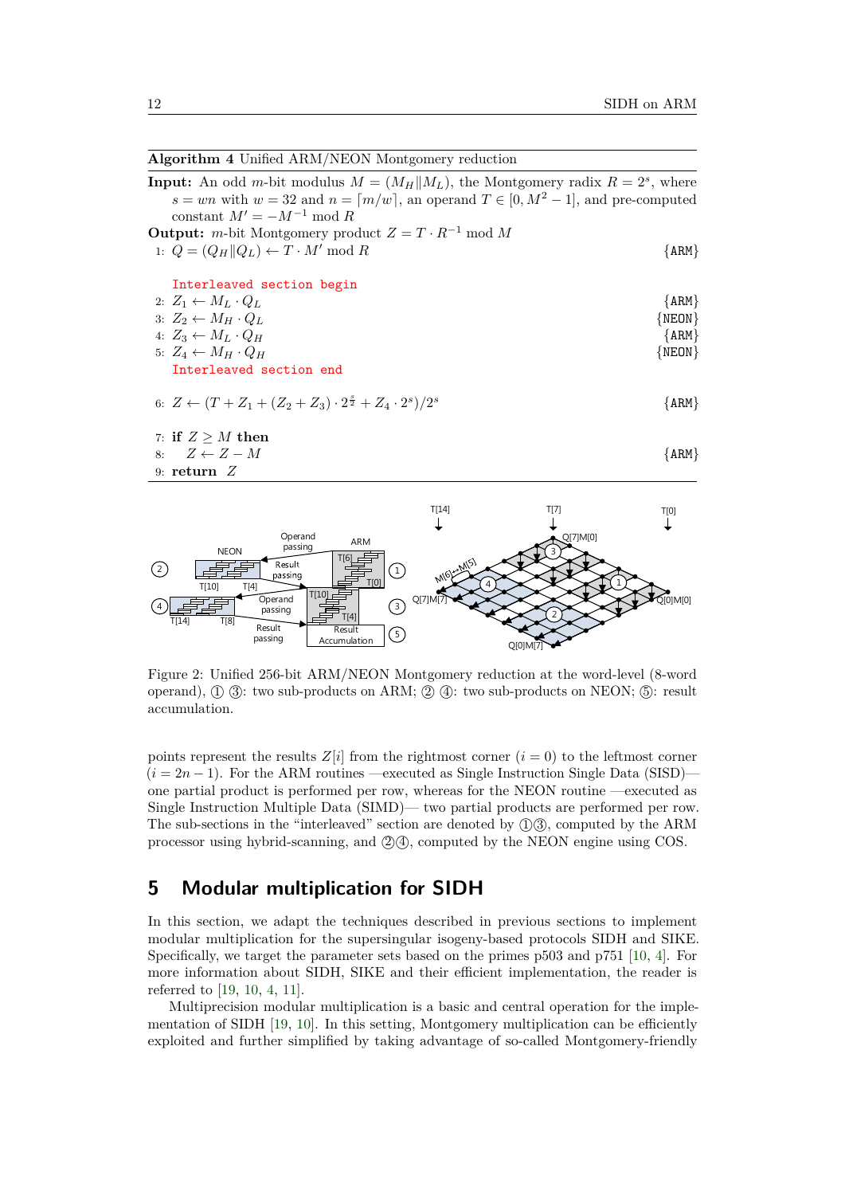**Algorithm 4** Unified ARM/NEON Montgomery reduction

**Input:** An odd $m$-bit modulus $M = (M_H \| M_L)$, the Montgomery radix $R = 2^s$, where $s = wn$ with $w = 32$ and $n = \lceil m/w \rceil$, an operand $T \in [0, M^2 - 1]$, and pre-computed constant $M' = -M^{-1} \bmod R$

**Output:** $m$-bit Montgomery product $Z = T \cdot R^{-1} \bmod M$

1: $Q = (Q_H \| Q_L) \leftarrow T \cdot M' \bmod R$ {ARM}

Interleaved section begin

2: $Z_1 \leftarrow M_L \cdot Q_L$ {ARM}

3: $Z_2 \leftarrow M_H \cdot Q_L$ {NEON}

4: $Z_3 \leftarrow M_L \cdot Q_H$ {ARM}

5: $Z_4 \leftarrow M_H \cdot Q_H$ {NEON}

Interleaved section end

6: $Z \leftarrow (T + Z_1 + (Z_2 + Z_3) \cdot 2^{\frac{s}{2}} + Z_4 \cdot 2^s)/2^s$ {ARM}

7: **if** $Z \geq M$ **then**

8: $\quad Z \leftarrow Z - M$ {ARM}

9: **return** $Z$

Figure 2: Unified 256-bit ARM/NEON Montgomery reduction at the word-level (8-word operand), ① ③: two sub-products on ARM; ② ④: two sub-products on NEON; ⑤: result accumulation.

points represent the results $Z[i]$ from the rightmost corner ($i = 0$) to the leftmost corner ($i = 2n - 1$). For the ARM routines —executed as Single Instruction Single Data (SISD)— one partial product is performed per row, whereas for the NEON routine —executed as Single Instruction Multiple Data (SIMD)— two partial products are performed per row. The sub-sections in the "interleaved" section are denoted by ①③, computed by the ARM processor using hybrid-scanning, and ②④, computed by the NEON engine using COS.

## 5 Modular multiplication for SIDH

In this section, we adapt the techniques described in previous sections to implement modular multiplication for the supersingular isogeny-based protocols SIDH and SIKE. Specifically, we target the parameter sets based on the primes p503 and p751 [10, 4]. For more information about SIDH, SIKE and their efficient implementation, the reader is referred to [19, 10, 4, 11].

Multiprecision modular multiplication is a basic and central operation for the implementation of SIDH [19, 10]. In this setting, Montgomery multiplication can be efficiently exploited and further simplified by taking advantage of so-called Montgomery-friendly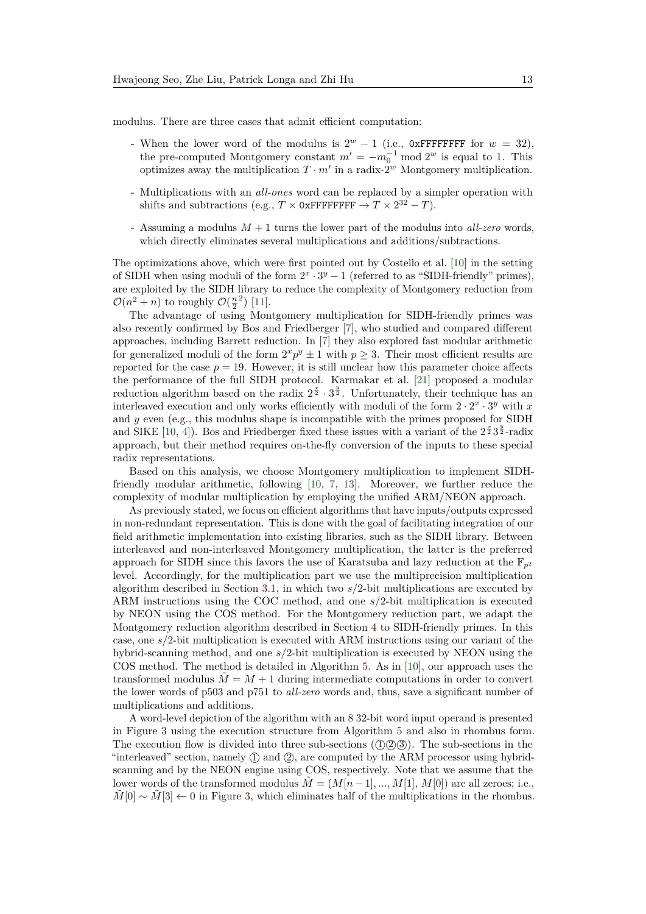modulus. There are three cases that admit efficient computation:

- When the lower word of the modulus is $2^w - 1$ (i.e., 0xFFFFFFFF for $w = 32$), the pre-computed Montgomery constant $m' = -m_0^{-1} \bmod 2^w$ is equal to 1. This optimizes away the multiplication $T \cdot m'$ in a radix-$2^w$ Montgomery multiplication.
- Multiplications with an *all-ones* word can be replaced by a simpler operation with shifts and subtractions (e.g., $T \times$ 0xFFFFFFFF $\rightarrow T \times 2^{32} - T$).
- Assuming a modulus $M + 1$ turns the lower part of the modulus into *all-zero* words, which directly eliminates several multiplications and additions/subtractions.

The optimizations above, which were first pointed out by Costello et al. [10] in the setting of SIDH when using moduli of the form $2^x \cdot 3^y - 1$ (referred to as "SIDH-friendly" primes), are exploited by the SIDH library to reduce the complexity of Montgomery reduction from $\mathcal{O}(n^2 + n)$ to roughly $\mathcal{O}(\frac{n}{2}^2)$ [11].

The advantage of using Montgomery multiplication for SIDH-friendly primes was also recently confirmed by Bos and Friedberger [7], who studied and compared different approaches, including Barrett reduction. In [7] they also explored fast modular arithmetic for generalized moduli of the form $2^x p^y \pm 1$ with $p \geq 3$. Their most efficient results are reported for the case $p = 19$. However, it is still unclear how this parameter choice affects the performance of the full SIDH protocol. Karmakar et al. [21] proposed a modular reduction algorithm based on the radix $2^{\frac{x}{2}} \cdot 3^{\frac{y}{2}}$. Unfortunately, their technique has an interleaved execution and only works efficiently with moduli of the form $2 \cdot 2^x \cdot 3^y$ with $x$ and $y$ even (e.g., this modulus shape is incompatible with the primes proposed for SIDH and SIKE [10, 4]). Bos and Friedberger fixed these issues with a variant of the $2^{\frac{x}{2}} 3^{\frac{y}{2}}$-radix approach, but their method requires on-the-fly conversion of the inputs to these special radix representations.

Based on this analysis, we choose Montgomery multiplication to implement SIDH-friendly modular arithmetic, following [10, 7, 13]. Moreover, we further reduce the complexity of modular multiplication by employing the unified ARM/NEON approach.

As previously stated, we focus on efficient algorithms that have inputs/outputs expressed in non-redundant representation. This is done with the goal of facilitating integration of our field arithmetic implementation into existing libraries, such as the SIDH library. Between interleaved and non-interleaved Montgomery multiplication, the latter is the preferred approach for SIDH since this favors the use of Karatsuba and lazy reduction at the $\mathbb{F}_{p^2}$ level. Accordingly, for the multiplication part we use the multiprecision multiplication algorithm described in Section 3.1, in which two $s/2$-bit multiplications are executed by ARM instructions using the COC method, and one $s/2$-bit multiplication is executed by NEON using the COS method. For the Montgomery reduction part, we adapt the Montgomery reduction algorithm described in Section 4 to SIDH-friendly primes. In this case, one $s/2$-bit multiplication is executed with ARM instructions using our variant of the hybrid-scanning method, and one $s/2$-bit multiplication is executed by NEON using the COS method. The method is detailed in Algorithm 5. As in [10], our approach uses the transformed modulus $\tilde{M} = M + 1$ during intermediate computations in order to convert the lower words of p503 and p751 to *all-zero* words and, thus, save a significant number of multiplications and additions.

A word-level depiction of the algorithm with an 8 32-bit word input operand is presented in Figure 3 using the execution structure from Algorithm 5 and also in rhombus form. The execution flow is divided into three sub-sections (①②③). The sub-sections in the "interleaved" section, namely ① and ②, are computed by the ARM processor using hybrid-scanning and by the NEON engine using COS, respectively. Note that we assume that the lower words of the transformed modulus $\tilde{M} = (M[n-1], ..., M[1], M[0])$ are all zeroes; i.e., $\tilde{M}[0] \sim \tilde{M}[3] \leftarrow 0$ in Figure 3, which eliminates half of the multiplications in the rhombus.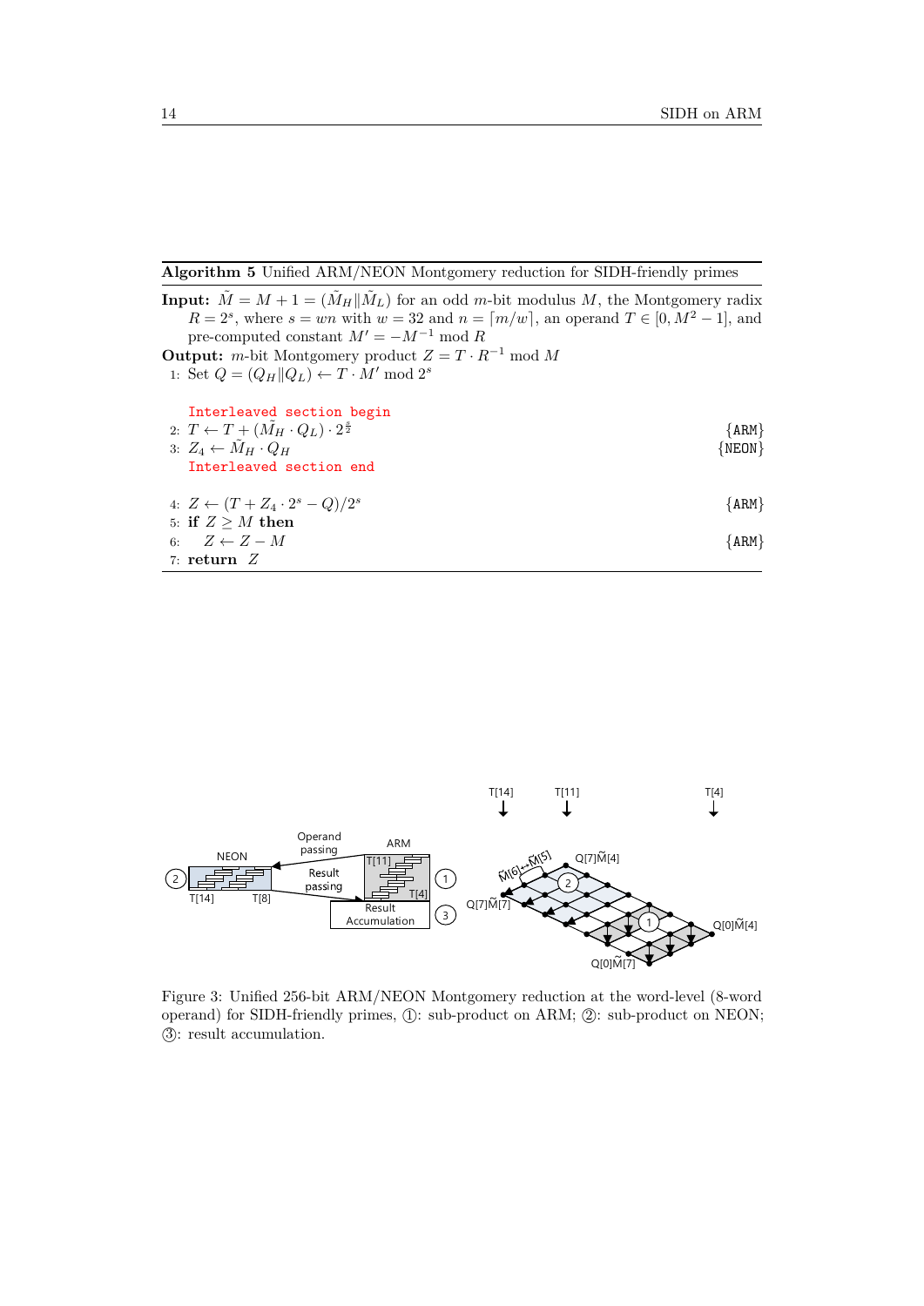**Algorithm 5** Unified ARM/NEON Montgomery reduction for SIDH-friendly primes

**Input:** $\tilde{M} = M + 1 = (\tilde{M}_H \| \tilde{M}_L)$ for an odd $m$-bit modulus $M$, the Montgomery radix $R = 2^s$, where $s = wn$ with $w = 32$ and $n = \lceil m/w \rceil$, an operand $T \in [0, M^2 - 1]$, and pre-computed constant $M' = -M^{-1} \bmod R$

**Output:** $m$-bit Montgomery product $Z = T \cdot R^{-1} \bmod M$

1: Set $Q = (Q_H \| Q_L) \leftarrow T \cdot M' \bmod 2^s$

Interleaved section begin

2: $T \leftarrow T + (\tilde{M}_H \cdot Q_L) \cdot 2^{\frac{s}{2}}$ {ARM}

3: $Z_4 \leftarrow \tilde{M}_H \cdot Q_H$ {NEON}

Interleaved section end

4: $Z \leftarrow (T + Z_4 \cdot 2^s - Q)/2^s$ {ARM}

5: **if** $Z \geq M$ **then**

6: $\quad Z \leftarrow Z - M$ {ARM}

7: **return** $Z$

Figure 3: Unified 256-bit ARM/NEON Montgomery reduction at the word-level (8-word operand) for SIDH-friendly primes, ①: sub-product on ARM; ②: sub-product on NEON; ③: result accumulation.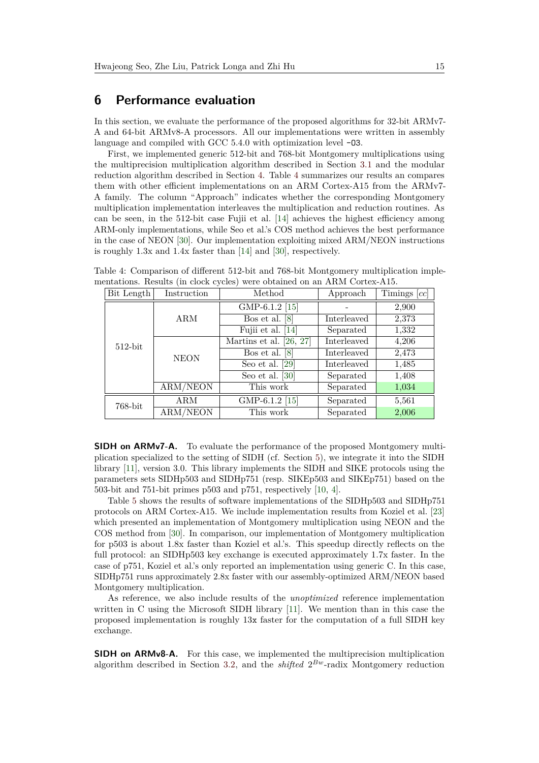## 6 Performance evaluation

In this section, we evaluate the performance of the proposed algorithms for 32-bit ARMv7-A and 64-bit ARMv8-A processors. All our implementations were written in assembly language and compiled with GCC 5.4.0 with optimization level `-O3`.

First, we implemented generic 512-bit and 768-bit Montgomery multiplications using the multiprecision multiplication algorithm described in Section 3.1 and the modular reduction algorithm described in Section 4. Table 4 summarizes our results an compares them with other efficient implementations on an ARM Cortex-A15 from the ARMv7-A family. The column "Approach" indicates whether the corresponding Montgomery multiplication implementation interleaves the multiplication and reduction routines. As can be seen, in the 512-bit case Fujii et al. [14] achieves the highest efficiency among ARM-only implementations, while Seo et al.'s COS method achieves the best performance in the case of NEON [30]. Our implementation exploiting mixed ARM/NEON instructions is roughly 1.3x and 1.4x faster than [14] and [30], respectively.

Table 4: Comparison of different 512-bit and 768-bit Montgomery multiplication implementations. Results (in clock cycles) were obtained on an ARM Cortex-A15.

| Bit Length | Instruction | Method | Approach | Timings [*cc*] |
|---|---|---|---|---|
| 512-bit | ARM | GMP-6.1.2 [15] | - | 2,900 |
| | | Bos et al. [8] | Interleaved | 2,373 |
| | | Fujii et al. [14] | Separated | 1,332 |
| | NEON | Martins et al. [26, 27] | Interleaved | 4,206 |
| | | Bos et al. [8] | Interleaved | 2,473 |
| | | Seo et al. [29] | Interleaved | 1,485 |
| | | Seo et al. [30] | Separated | 1,408 |
| | ARM/NEON | This work | Separated | 1,034 |
| 768-bit | ARM | GMP-6.1.2 [15] | Separated | 5,561 |
| | ARM/NEON | This work | Separated | 2,006 |

**SIDH on ARMv7-A.** To evaluate the performance of the proposed Montgomery multiplication specialized to the setting of SIDH (cf. Section 5), we integrate it into the SIDH library [11], version 3.0. This library implements the SIDH and SIKE protocols using the parameters sets SIDHp503 and SIDHp751 (resp. SIKEp503 and SIKEp751) based on the 503-bit and 751-bit primes p503 and p751, respectively [10, 4].

Table 5 shows the results of software implementations of the SIDHp503 and SIDHp751 protocols on ARM Cortex-A15. We include implementation results from Koziel et al. [23] which presented an implementation of Montgomery multiplication using NEON and the COS method from [30]. In comparison, our implementation of Montgomery multiplication for p503 is about 1.8x faster than Koziel et al.'s. This speedup directly reflects on the full protocol: an SIDHp503 key exchange is executed approximately 1.7x faster. In the case of p751, Koziel et al.'s only reported an implementation using generic C. In this case, SIDHp751 runs approximately 2.8x faster with our assembly-optimized ARM/NEON based Montgomery multiplication.

As reference, we also include results of the *unoptimized* reference implementation written in C using the Microsoft SIDH library [11]. We mention than in this case the proposed implementation is roughly 13x faster for the computation of a full SIDH key exchange.

**SIDH on ARMv8-A.** For this case, we implemented the multiprecision multiplication algorithm described in Section 3.2, and the *shifted* $2^{Bw}$-radix Montgomery reduction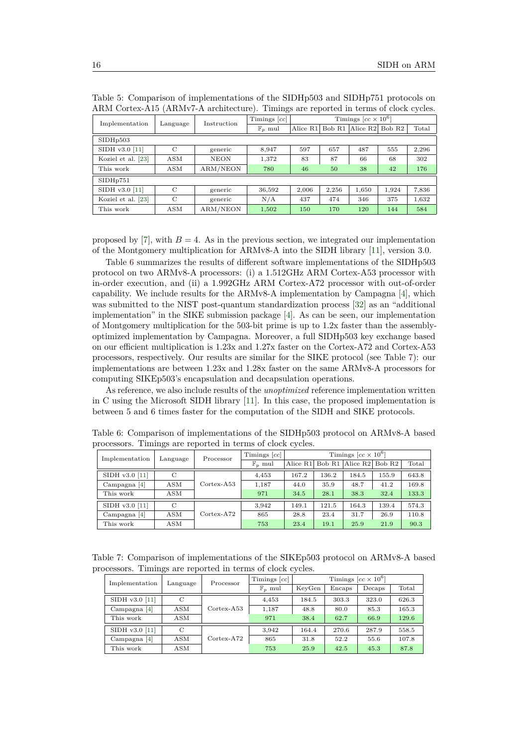Table 5: Comparison of implementations of the SIDHp503 and SIDHp751 protocols on ARM Cortex-A15 (ARMv7-A architecture). Timings are reported in terms of clock cycles.

| Implementation | Language | Instruction | Timings $[cc]$ | Timings $[cc \times 10^6]$ | | | | |
|---|---|---|---|---|---|---|---|---|
| | | | $\mathbb{F}_p$ mul | Alice R1 | Bob R1 | Alice R2 | Bob R2 | Total |
| SIDHp503 | | | | | | | | |
| SIDH v3.0 [11] | C | generic | 8,947 | 597 | 657 | 487 | 555 | 2,296 |
| Koziel et al. [23] | ASM | NEON | 1,372 | 83 | 87 | 66 | 68 | 302 |
| This work | ASM | ARM/NEON | 780 | 46 | 50 | 38 | 42 | 176 |
| SIDHp751 | | | | | | | | |
| SIDH v3.0 [11] | C | generic | 36,592 | 2,006 | 2,256 | 1,650 | 1,924 | 7,836 |
| Koziel et al. [23] | C | generic | N/A | 437 | 474 | 346 | 375 | 1,632 |
| This work | ASM | ARM/NEON | 1,502 | 150 | 170 | 120 | 144 | 584 |

proposed by [7], with $B = 4$. As in the previous section, we integrated our implementation of the Montgomery multiplication for ARMv8-A into the SIDH library [11], version 3.0.

Table 6 summarizes the results of different software implementations of the SIDHp503 protocol on two ARMv8-A processors: (i) a 1.512GHz ARM Cortex-A53 processor with in-order execution, and (ii) a 1.992GHz ARM Cortex-A72 processor with out-of-order capability. We include results for the ARMv8-A implementation by Campagna [4], which was submitted to the NIST post-quantum standardization process [32] as an "additional implementation" in the SIKE submission package [4]. As can be seen, our implementation of Montgomery multiplication for the 503-bit prime is up to 1.2x faster than the assembly-optimized implementation by Campagna. Moreover, a full SIDHp503 key exchange based on our efficient multiplication is 1.23x and 1.27x faster on the Cortex-A72 and Cortex-A53 processors, respectively. Our results are similar for the SIKE protocol (see Table 7): our implementations are between 1.23x and 1.28x faster on the same ARMv8-A processors for computing SIKEp503's encapsulation and decapsulation operations.

As reference, we also include results of the *unoptimized* reference implementation written in C using the Microsoft SIDH library [11]. In this case, the proposed implementation is between 5 and 6 times faster for the computation of the SIDH and SIKE protocols.

Table 6: Comparison of implementations of the SIDHp503 protocol on ARMv8-A based processors. Timings are reported in terms of clock cycles.

| Implementation | Language | Processor | Timings $[cc]$ | Timings $[cc \times 10^6]$ | | | | |
|---|---|---|---|---|---|---|---|---|
| | | | $\mathbb{F}_p$ mul | Alice R1 | Bob R1 | Alice R2 | Bob R2 | Total |
| SIDH v3.0 [11] | C | Cortex-A53 | 4,453 | 167.2 | 136.2 | 184.5 | 155.9 | 643.8 |
| Campagna [4] | ASM | | 1,187 | 44.0 | 35.9 | 48.7 | 41.2 | 169.8 |
| This work | ASM | | 971 | 34.5 | 28.1 | 38.3 | 32.4 | 133.3 |
| SIDH v3.0 [11] | C | Cortex-A72 | 3,942 | 149.1 | 121.5 | 164.3 | 139.4 | 574.3 |
| Campagna [4] | ASM | | 865 | 28.8 | 23.4 | 31.7 | 26.9 | 110.8 |
| This work | ASM | | 753 | 23.4 | 19.1 | 25.9 | 21.9 | 90.3 |

Table 7: Comparison of implementations of the SIKEp503 protocol on ARMv8-A based processors. Timings are reported in terms of clock cycles.

| Implementation | Language | Processor | Timings $[cc]$ | Timings $[cc \times 10^6]$ | | | |
|---|---|---|---|---|---|---|---|
| | | | $\mathbb{F}_p$ mul | KeyGen | Encaps | Decaps | Total |
| SIDH v3.0 [11] | C | Cortex-A53 | 4,453 | 184.5 | 303.3 | 323.0 | 626.3 |
| Campagna [4] | ASM | | 1,187 | 48.8 | 80.0 | 85.3 | 165.3 |
| This work | ASM | | 971 | 38.4 | 62.7 | 66.9 | 129.6 |
| SIDH v3.0 [11] | C | Cortex-A72 | 3,942 | 164.4 | 270.6 | 287.9 | 558.5 |
| Campagna [4] | ASM | | 865 | 31.8 | 52.2 | 55.6 | 107.8 |
| This work | ASM | | 753 | 25.9 | 42.5 | 45.3 | 87.8 |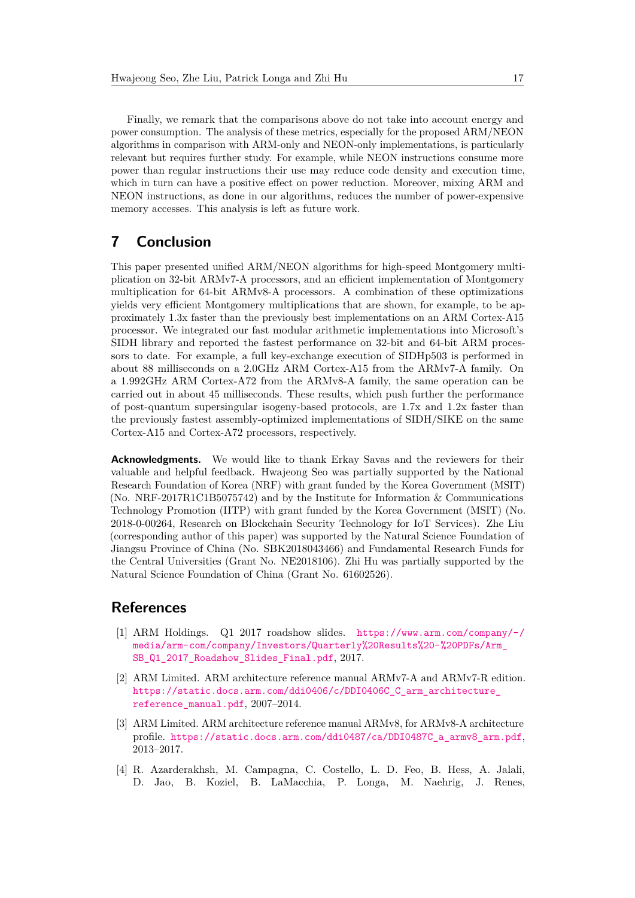Finally, we remark that the comparisons above do not take into account energy and power consumption. The analysis of these metrics, especially for the proposed ARM/NEON algorithms in comparison with ARM-only and NEON-only implementations, is particularly relevant but requires further study. For example, while NEON instructions consume more power than regular instructions their use may reduce code density and execution time, which in turn can have a positive effect on power reduction. Moreover, mixing ARM and NEON instructions, as done in our algorithms, reduces the number of power-expensive memory accesses. This analysis is left as future work.

## 7 Conclusion

This paper presented unified ARM/NEON algorithms for high-speed Montgomery multiplication on 32-bit ARMv7-A processors, and an efficient implementation of Montgomery multiplication for 64-bit ARMv8-A processors. A combination of these optimizations yields very efficient Montgomery multiplications that are shown, for example, to be approximately 1.3x faster than the previously best implementations on an ARM Cortex-A15 processor. We integrated our fast modular arithmetic implementations into Microsoft's SIDH library and reported the fastest performance on 32-bit and 64-bit ARM processors to date. For example, a full key-exchange execution of SIDHp503 is performed in about 88 milliseconds on a 2.0GHz ARM Cortex-A15 from the ARMv7-A family. On a 1.992GHz ARM Cortex-A72 from the ARMv8-A family, the same operation can be carried out in about 45 milliseconds. These results, which push further the performance of post-quantum supersingular isogeny-based protocols, are 1.7x and 1.2x faster than the previously fastest assembly-optimized implementations of SIDH/SIKE on the same Cortex-A15 and Cortex-A72 processors, respectively.

**Acknowledgments.** We would like to thank Erkay Savas and the reviewers for their valuable and helpful feedback. Hwajeong Seo was partially supported by the National Research Foundation of Korea (NRF) with grant funded by the Korea Government (MSIT) (No. NRF-2017R1C1B5075742) and by the Institute for Information & Communications Technology Promotion (IITP) with grant funded by the Korea Government (MSIT) (No. 2018-0-00264, Research on Blockchain Security Technology for IoT Services). Zhe Liu (corresponding author of this paper) was supported by the Natural Science Foundation of Jiangsu Province of China (No. SBK2018043466) and Fundamental Research Funds for the Central Universities (Grant No. NE2018106). Zhi Hu was partially supported by the Natural Science Foundation of China (Grant No. 61602526).

## References

[1] ARM Holdings. Q1 2017 roadshow slides. https://www.arm.com/company/-/media/arm-com/company/Investors/Quarterly%20Results%20-%20PDFs/Arm_SB_Q1_2017_Roadshow_Slides_Final.pdf, 2017.

[2] ARM Limited. ARM architecture reference manual ARMv7-A and ARMv7-R edition. https://static.docs.arm.com/ddi0406/c/DDI0406C_C_arm_architecture_reference_manual.pdf, 2007–2014.

[3] ARM Limited. ARM architecture reference manual ARMv8, for ARMv8-A architecture profile. https://static.docs.arm.com/ddi0487/ca/DDI0487C_a_armv8_arm.pdf, 2013–2017.

[4] R. Azarderakhsh, M. Campagna, C. Costello, L. D. Feo, B. Hess, A. Jalali, D. Jao, B. Koziel, B. LaMacchia, P. Longa, M. Naehrig, J. Renes,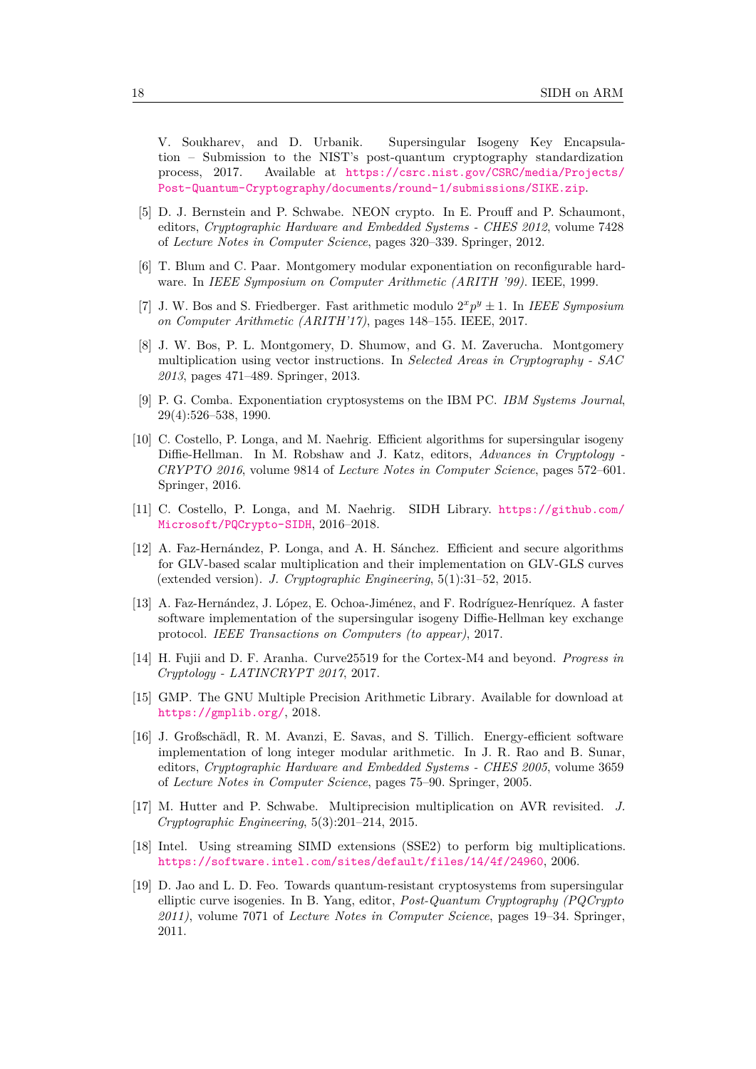V. Soukharev, and D. Urbanik. Supersingular Isogeny Key Encapsulation – Submission to the NIST's post-quantum cryptography standardization process, 2017. Available at https://csrc.nist.gov/CSRC/media/Projects/Post-Quantum-Cryptography/documents/round-1/submissions/SIKE.zip.

[5] D. J. Bernstein and P. Schwabe. NEON crypto. In E. Prouff and P. Schaumont, editors, *Cryptographic Hardware and Embedded Systems - CHES 2012*, volume 7428 of *Lecture Notes in Computer Science*, pages 320–339. Springer, 2012.

[6] T. Blum and C. Paar. Montgomery modular exponentiation on reconfigurable hardware. In *IEEE Symposium on Computer Arithmetic (ARITH '99)*. IEEE, 1999.

[7] J. W. Bos and S. Friedberger. Fast arithmetic modulo $2^x p^y \pm 1$. In *IEEE Symposium on Computer Arithmetic (ARITH'17)*, pages 148–155. IEEE, 2017.

[8] J. W. Bos, P. L. Montgomery, D. Shumow, and G. M. Zaverucha. Montgomery multiplication using vector instructions. In *Selected Areas in Cryptography - SAC 2013*, pages 471–489. Springer, 2013.

[9] P. G. Comba. Exponentiation cryptosystems on the IBM PC. *IBM Systems Journal*, 29(4):526–538, 1990.

[10] C. Costello, P. Longa, and M. Naehrig. Efficient algorithms for supersingular isogeny Diffie-Hellman. In M. Robshaw and J. Katz, editors, *Advances in Cryptology - CRYPTO 2016*, volume 9814 of *Lecture Notes in Computer Science*, pages 572–601. Springer, 2016.

[11] C. Costello, P. Longa, and M. Naehrig. SIDH Library. https://github.com/Microsoft/PQCrypto-SIDH, 2016–2018.

[12] A. Faz-Hernández, P. Longa, and A. H. Sánchez. Efficient and secure algorithms for GLV-based scalar multiplication and their implementation on GLV-GLS curves (extended version). *J. Cryptographic Engineering*, 5(1):31–52, 2015.

[13] A. Faz-Hernández, J. López, E. Ochoa-Jiménez, and F. Rodríguez-Henríquez. A faster software implementation of the supersingular isogeny Diffie-Hellman key exchange protocol. *IEEE Transactions on Computers (to appear)*, 2017.

[14] H. Fujii and D. F. Aranha. Curve25519 for the Cortex-M4 and beyond. *Progress in Cryptology - LATINCRYPT 2017*, 2017.

[15] GMP. The GNU Multiple Precision Arithmetic Library. Available for download at https://gmplib.org/, 2018.

[16] J. Großschädl, R. M. Avanzi, E. Savas, and S. Tillich. Energy-efficient software implementation of long integer modular arithmetic. In J. R. Rao and B. Sunar, editors, *Cryptographic Hardware and Embedded Systems - CHES 2005*, volume 3659 of *Lecture Notes in Computer Science*, pages 75–90. Springer, 2005.

[17] M. Hutter and P. Schwabe. Multiprecision multiplication on AVR revisited. *J. Cryptographic Engineering*, 5(3):201–214, 2015.

[18] Intel. Using streaming SIMD extensions (SSE2) to perform big multiplications. https://software.intel.com/sites/default/files/14/4f/24960, 2006.

[19] D. Jao and L. D. Feo. Towards quantum-resistant cryptosystems from supersingular elliptic curve isogenies. In B. Yang, editor, *Post-Quantum Cryptography (PQCrypto 2011)*, volume 7071 of *Lecture Notes in Computer Science*, pages 19–34. Springer, 2011.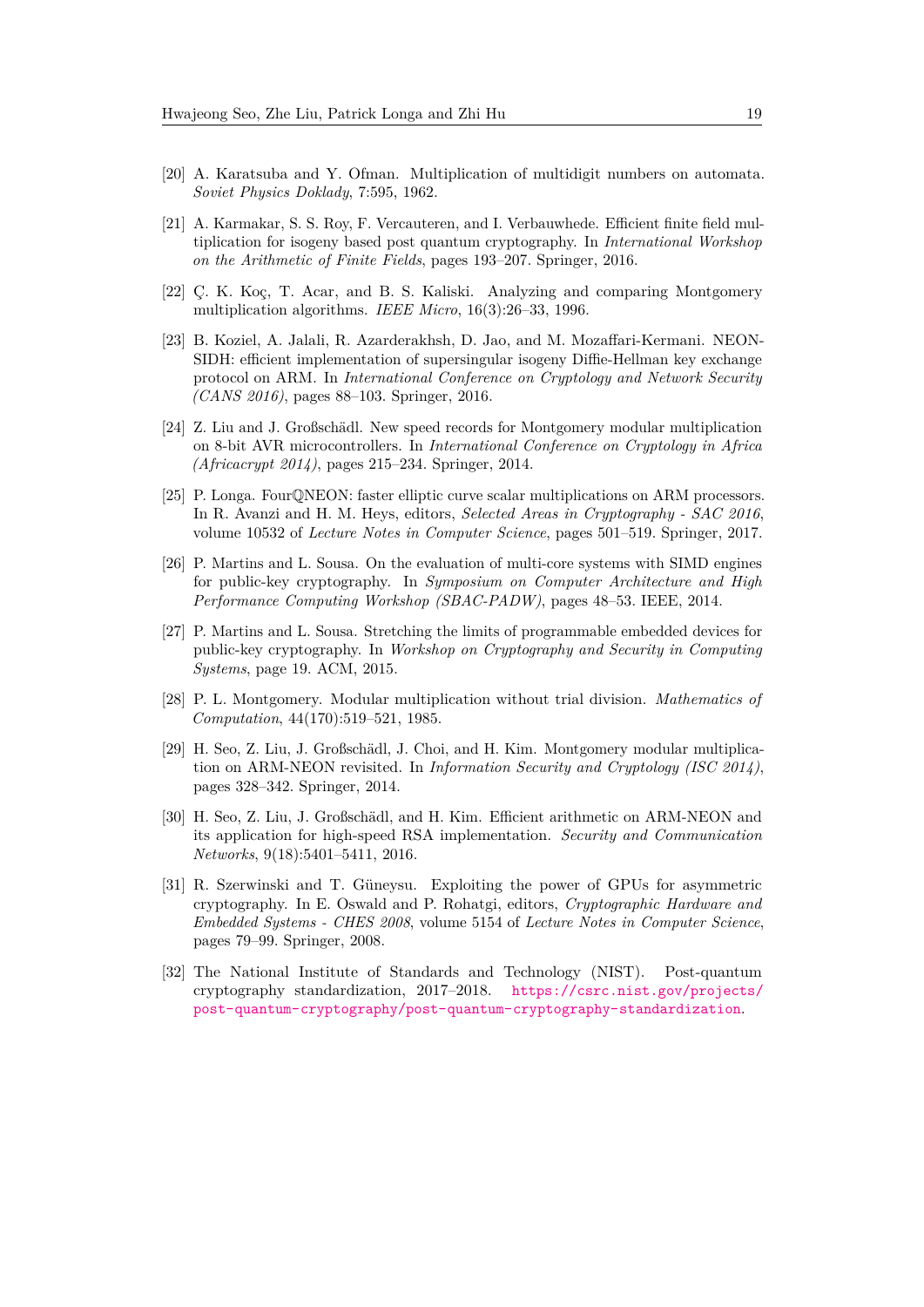[20] A. Karatsuba and Y. Ofman. Multiplication of multidigit numbers on automata. *Soviet Physics Doklady*, 7:595, 1962.

[21] A. Karmakar, S. S. Roy, F. Vercauteren, and I. Verbauwhede. Efficient finite field multiplication for isogeny based post quantum cryptography. In *International Workshop on the Arithmetic of Finite Fields*, pages 193–207. Springer, 2016.

[22] Ç. K. Koç, T. Acar, and B. S. Kaliski. Analyzing and comparing Montgomery multiplication algorithms. *IEEE Micro*, 16(3):26–33, 1996.

[23] B. Koziel, A. Jalali, R. Azarderakhsh, D. Jao, and M. Mozaffari-Kermani. NEON-SIDH: efficient implementation of supersingular isogeny Diffie-Hellman key exchange protocol on ARM. In *International Conference on Cryptology and Network Security (CANS 2016)*, pages 88–103. Springer, 2016.

[24] Z. Liu and J. Großschädl. New speed records for Montgomery modular multiplication on 8-bit AVR microcontrollers. In *International Conference on Cryptology in Africa (Africacrypt 2014)*, pages 215–234. Springer, 2014.

[25] P. Longa. Four$\mathbb{Q}$NEON: faster elliptic curve scalar multiplications on ARM processors. In R. Avanzi and H. M. Heys, editors, *Selected Areas in Cryptography - SAC 2016*, volume 10532 of *Lecture Notes in Computer Science*, pages 501–519. Springer, 2017.

[26] P. Martins and L. Sousa. On the evaluation of multi-core systems with SIMD engines for public-key cryptography. In *Symposium on Computer Architecture and High Performance Computing Workshop (SBAC-PADW)*, pages 48–53. IEEE, 2014.

[27] P. Martins and L. Sousa. Stretching the limits of programmable embedded devices for public-key cryptography. In *Workshop on Cryptography and Security in Computing Systems*, page 19. ACM, 2015.

[28] P. L. Montgomery. Modular multiplication without trial division. *Mathematics of Computation*, 44(170):519–521, 1985.

[29] H. Seo, Z. Liu, J. Großschädl, J. Choi, and H. Kim. Montgomery modular multiplication on ARM-NEON revisited. In *Information Security and Cryptology (ISC 2014)*, pages 328–342. Springer, 2014.

[30] H. Seo, Z. Liu, J. Großschädl, and H. Kim. Efficient arithmetic on ARM-NEON and its application for high-speed RSA implementation. *Security and Communication Networks*, 9(18):5401–5411, 2016.

[31] R. Szerwinski and T. Güneysu. Exploiting the power of GPUs for asymmetric cryptography. In E. Oswald and P. Rohatgi, editors, *Cryptographic Hardware and Embedded Systems - CHES 2008*, volume 5154 of *Lecture Notes in Computer Science*, pages 79–99. Springer, 2008.

[32] The National Institute of Standards and Technology (NIST). Post-quantum cryptography standardization, 2017–2018. https://csrc.nist.gov/projects/post-quantum-cryptography/post-quantum-cryptography-standardization.